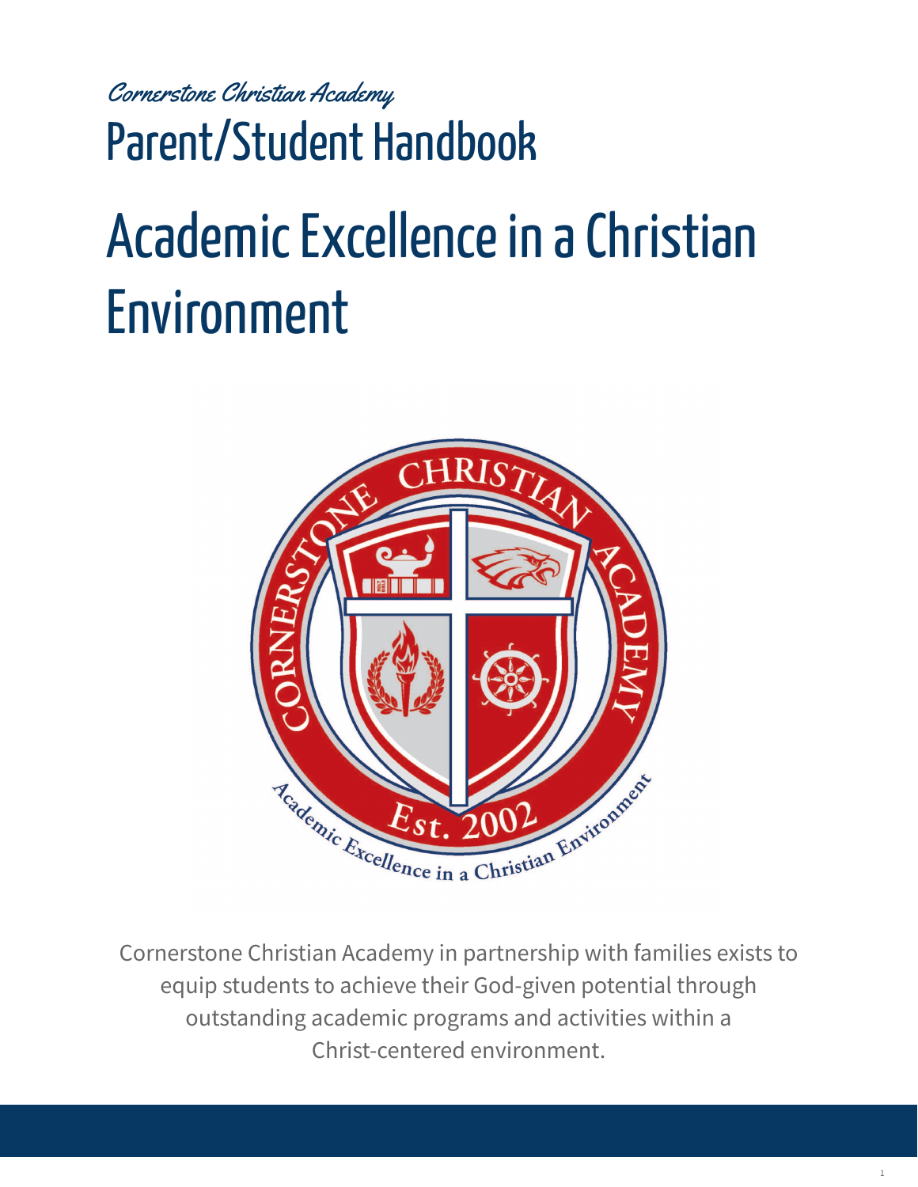*Cornerstone Christian Academy*

# Parent/Student Handbook

# Academic Excellence in a Christian Environment

Cornerstone Christian Academy in partnership with families exists to equip students to achieve their God-given potential through outstanding academic programs and activities within a Christ-centered environment.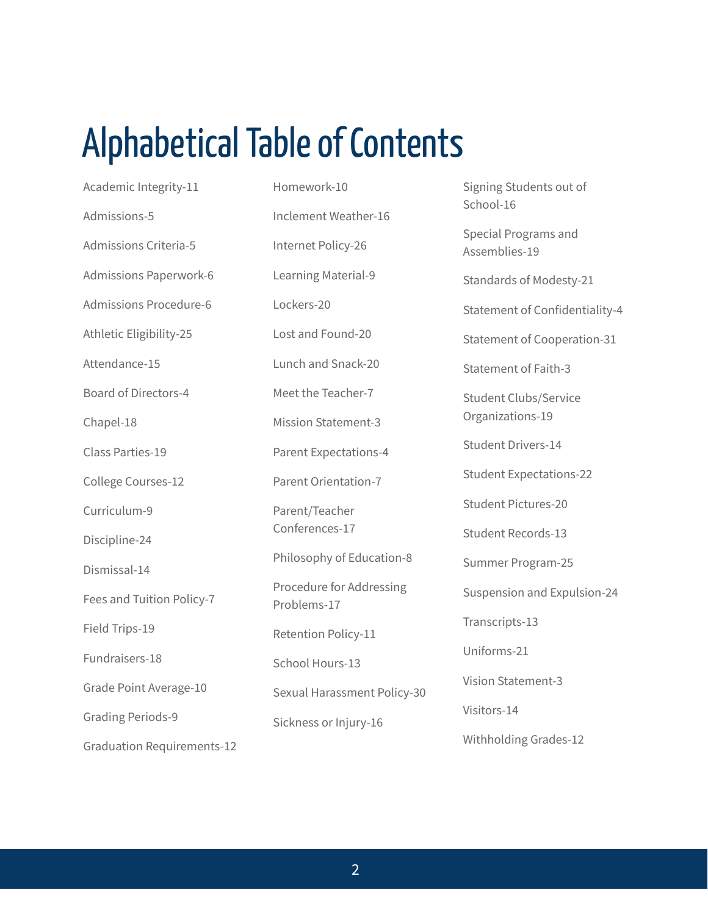# Alphabetical Table of Contents

Academic Integrity-11

Admissions-5

Admissions Criteria-5

Admissions Paperwork-6

Admissions Procedure-6

Athletic Eligibility-25

Attendance-15

Board of Directors-4

Chapel-18

Class Parties-19

College Courses-12

Curriculum-9

Discipline-24

Dismissal-14

Fees and Tuition Policy-7

Field Trips-19

Fundraisers-18

Grade Point Average-10

Grading Periods-9

Graduation Requirements-12

Homework-10

Inclement Weather-16

Internet Policy-26

Learning Material-9

Lockers-20

Lost and Found-20

Lunch and Snack-20

Meet the Teacher-7

Mission Statement-3

Parent Expectations-4

Parent Orientation-7

Parent/Teacher Conferences-17

Philosophy of Education-8

Procedure for Addressing Problems-17

Retention Policy-11

School Hours-13

Sexual Harassment Policy-30

Sickness or Injury-16

Signing Students out of School-16

Special Programs and Assemblies-19

Standards of Modesty-21

Statement of Confidentiality-4

Statement of Cooperation-31

Statement of Faith-3

Student Clubs/Service Organizations-19

Student Drivers-14

Student Expectations-22

Student Pictures-20

Student Records-13

Summer Program-25

Suspension and Expulsion-24

Transcripts-13

Uniforms-21

Vision Statement-3

Visitors-14

Withholding Grades-12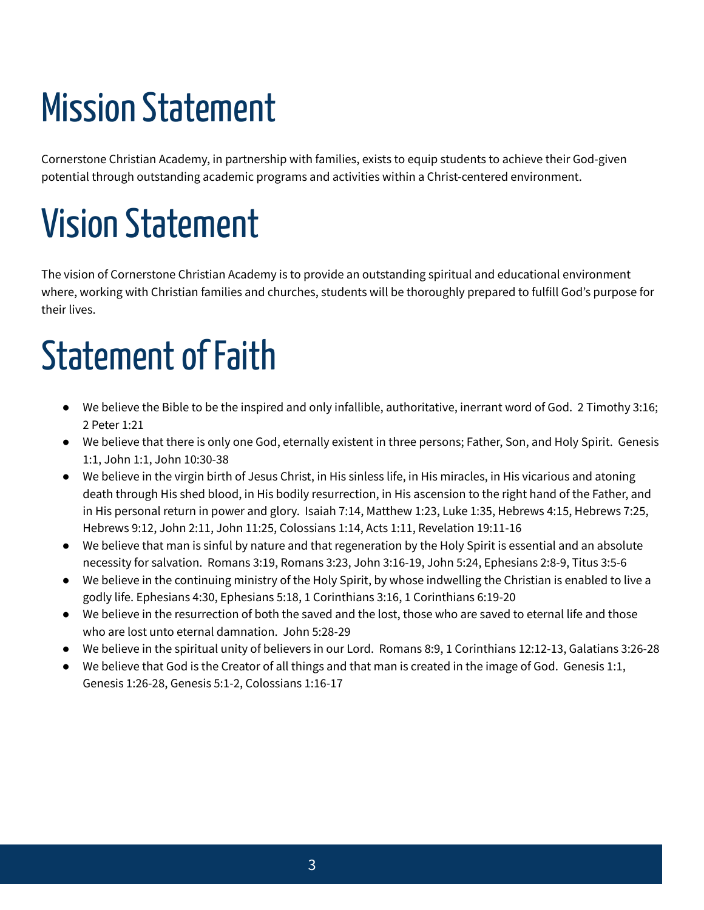# Mission Statement

Cornerstone Christian Academy, in partnership with families, exists to equip students to achieve their God-given potential through outstanding academic programs and activities within a Christ-centered environment.

# Vision Statement

The vision of Cornerstone Christian Academy is to provide an outstanding spiritual and educational environment where, working with Christian families and churches, students will be thoroughly prepared to fulfill God's purpose for their lives.

# Statement of Faith

- We believe the Bible to be the inspired and only infallible, authoritative, inerrant word of God. 2 Timothy 3:16; 2 Peter 1:21
- We believe that there is only one God, eternally existent in three persons; Father, Son, and Holy Spirit. Genesis 1:1, John 1:1, John 10:30-38
- We believe in the virgin birth of Jesus Christ, in His sinless life, in His miracles, in His vicarious and atoning death through His shed blood, in His bodily resurrection, in His ascension to the right hand of the Father, and in His personal return in power and glory. Isaiah 7:14, Matthew 1:23, Luke 1:35, Hebrews 4:15, Hebrews 7:25, Hebrews 9:12, John 2:11, John 11:25, Colossians 1:14, Acts 1:11, Revelation 19:11-16
- We believe that man is sinful by nature and that regeneration by the Holy Spirit is essential and an absolute necessity for salvation. Romans 3:19, Romans 3:23, John 3:16-19, John 5:24, Ephesians 2:8-9, Titus 3:5-6
- We believe in the continuing ministry of the Holy Spirit, by whose indwelling the Christian is enabled to live a godly life. Ephesians 4:30, Ephesians 5:18, 1 Corinthians 3:16, 1 Corinthians 6:19-20
- We believe in the resurrection of both the saved and the lost, those who are saved to eternal life and those who are lost unto eternal damnation. John 5:28-29
- We believe in the spiritual unity of believers in our Lord. Romans 8:9, 1 Corinthians 12:12-13, Galatians 3:26-28
- We believe that God is the Creator of all things and that man is created in the image of God. Genesis 1:1, Genesis 1:26-28, Genesis 5:1-2, Colossians 1:16-17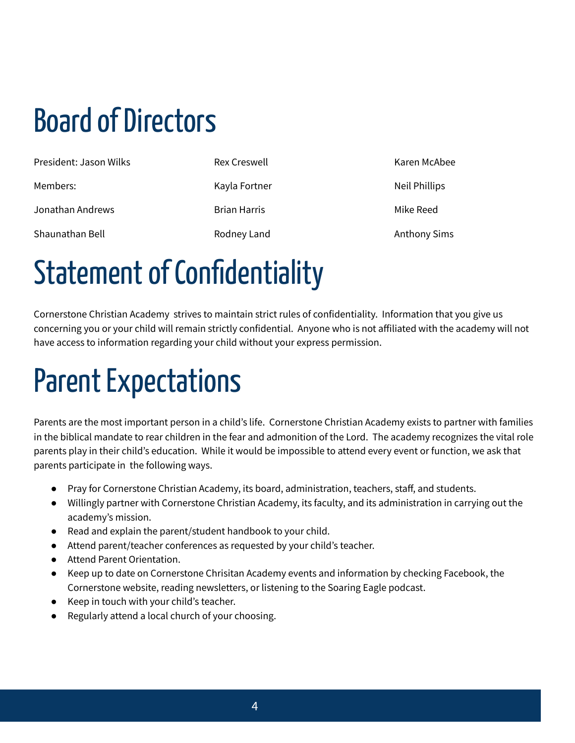# Board of Directors

President: Jason Wilks

Members:

Jonathan Andrews

Shaunathan Bell

Rex Creswell

Kayla Fortner

Brian Harris

Rodney Land

Karen McAbee

Neil Phillips

Mike Reed

Anthony Sims

# Statement of Confidentiality

Cornerstone Christian Academy strives to maintain strict rules of confidentiality. Information that you give us concerning you or your child will remain strictly confidential. Anyone who is not affiliated with the academy will not have access to information regarding your child without your express permission.

# Parent Expectations

Parents are the most important person in a child's life. Cornerstone Christian Academy exists to partner with families in the biblical mandate to rear children in the fear and admonition of the Lord. The academy recognizes the vital role parents play in their child's education. While it would be impossible to attend every event or function, we ask that parents participate in the following ways.

- Pray for Cornerstone Christian Academy, its board, administration, teachers, staff, and students.
- Willingly partner with Cornerstone Christian Academy, its faculty, and its administration in carrying out the academy's mission.
- Read and explain the parent/student handbook to your child.
- Attend parent/teacher conferences as requested by your child's teacher.
- Attend Parent Orientation.
- Keep up to date on Cornerstone Chrisitan Academy events and information by checking Facebook, the Cornerstone website, reading newsletters, or listening to the Soaring Eagle podcast.
- Keep in touch with your child's teacher.
- Regularly attend a local church of your choosing.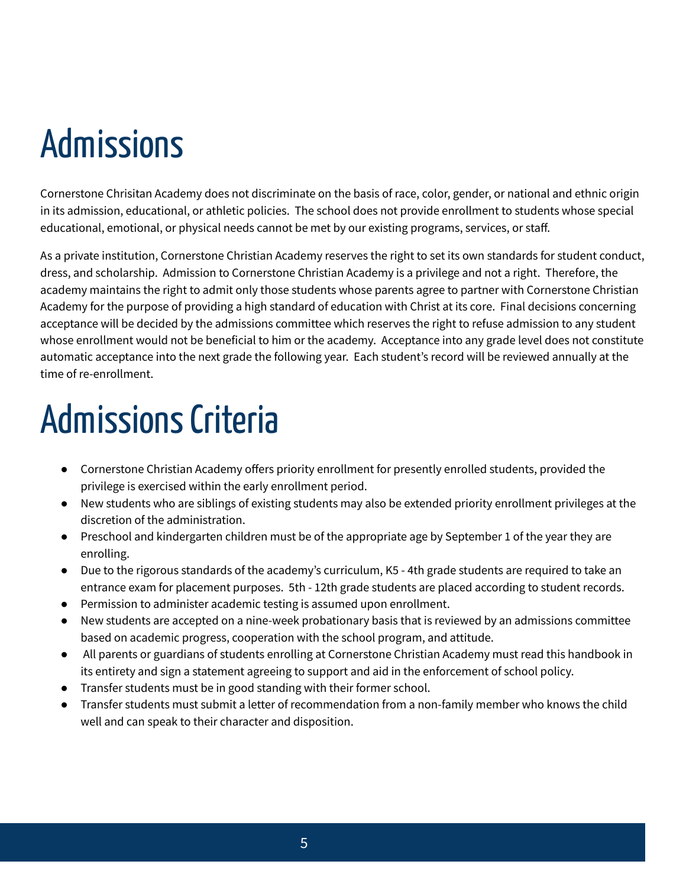# Admissions

Cornerstone Chrisitan Academy does not discriminate on the basis of race, color, gender, or national and ethnic origin in its admission, educational, or athletic policies. The school does not provide enrollment to students whose special educational, emotional, or physical needs cannot be met by our existing programs, services, or staff.

As a private institution, Cornerstone Christian Academy reserves the right to set its own standards for student conduct, dress, and scholarship. Admission to Cornerstone Christian Academy is a privilege and not a right. Therefore, the academy maintains the right to admit only those students whose parents agree to partner with Cornerstone Christian Academy for the purpose of providing a high standard of education with Christ at its core. Final decisions concerning acceptance will be decided by the admissions committee which reserves the right to refuse admission to any student whose enrollment would not be beneficial to him or the academy. Acceptance into any grade level does not constitute automatic acceptance into the next grade the following year. Each student's record will be reviewed annually at the time of re-enrollment.

# Admissions Criteria

- Cornerstone Christian Academy offers priority enrollment for presently enrolled students, provided the privilege is exercised within the early enrollment period.
- New students who are siblings of existing students may also be extended priority enrollment privileges at the discretion of the administration.
- Preschool and kindergarten children must be of the appropriate age by September 1 of the year they are enrolling.
- Due to the rigorous standards of the academy's curriculum, K5 - 4th grade students are required to take an entrance exam for placement purposes. 5th - 12th grade students are placed according to student records.
- Permission to administer academic testing is assumed upon enrollment.
- New students are accepted on a nine-week probationary basis that is reviewed by an admissions committee based on academic progress, cooperation with the school program, and attitude.
- All parents or guardians of students enrolling at Cornerstone Christian Academy must read this handbook in its entirety and sign a statement agreeing to support and aid in the enforcement of school policy.
- Transfer students must be in good standing with their former school.
- Transfer students must submit a letter of recommendation from a non-family member who knows the child well and can speak to their character and disposition.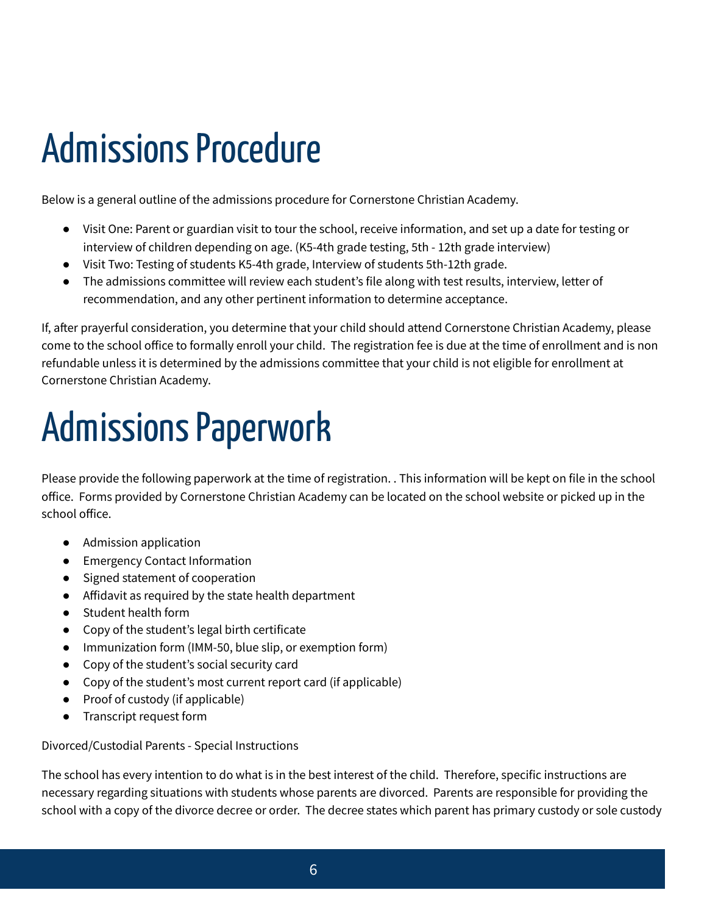# Admissions Procedure

Below is a general outline of the admissions procedure for Cornerstone Christian Academy.

- Visit One: Parent or guardian visit to tour the school, receive information, and set up a date for testing or interview of children depending on age. (K5-4th grade testing, 5th - 12th grade interview)
- Visit Two: Testing of students K5-4th grade, Interview of students 5th-12th grade.
- The admissions committee will review each student's file along with test results, interview, letter of recommendation, and any other pertinent information to determine acceptance.

If, after prayerful consideration, you determine that your child should attend Cornerstone Christian Academy, please come to the school office to formally enroll your child. The registration fee is due at the time of enrollment and is non refundable unless it is determined by the admissions committee that your child is not eligible for enrollment at Cornerstone Christian Academy.

# Admissions Paperwork

Please provide the following paperwork at the time of registration. . This information will be kept on file in the school office. Forms provided by Cornerstone Christian Academy can be located on the school website or picked up in the school office.

- Admission application
- Emergency Contact Information
- Signed statement of cooperation
- Affidavit as required by the state health department
- Student health form
- Copy of the student's legal birth certificate
- Immunization form (IMM-50, blue slip, or exemption form)
- Copy of the student's social security card
- Copy of the student's most current report card (if applicable)
- Proof of custody (if applicable)
- Transcript request form

Divorced/Custodial Parents - Special Instructions

The school has every intention to do what is in the best interest of the child. Therefore, specific instructions are necessary regarding situations with students whose parents are divorced. Parents are responsible for providing the school with a copy of the divorce decree or order. The decree states which parent has primary custody or sole custody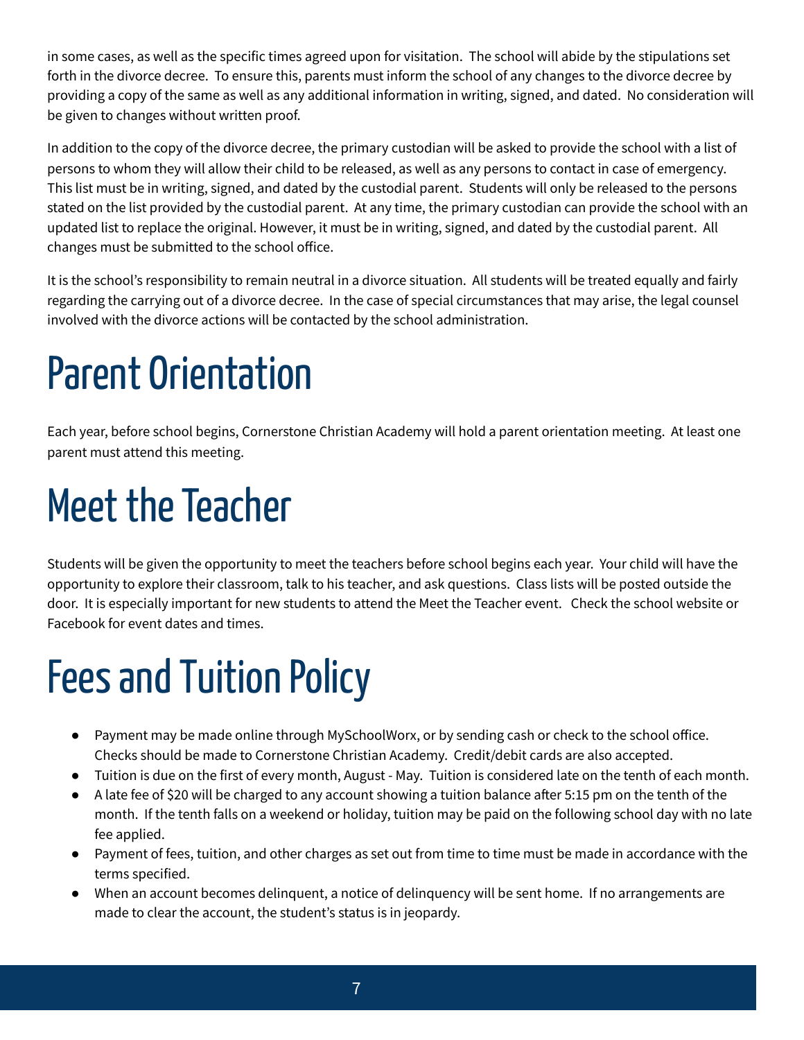in some cases, as well as the specific times agreed upon for visitation. The school will abide by the stipulations set forth in the divorce decree. To ensure this, parents must inform the school of any changes to the divorce decree by providing a copy of the same as well as any additional information in writing, signed, and dated. No consideration will be given to changes without written proof.

In addition to the copy of the divorce decree, the primary custodian will be asked to provide the school with a list of persons to whom they will allow their child to be released, as well as any persons to contact in case of emergency. This list must be in writing, signed, and dated by the custodial parent. Students will only be released to the persons stated on the list provided by the custodial parent. At any time, the primary custodian can provide the school with an updated list to replace the original. However, it must be in writing, signed, and dated by the custodial parent. All changes must be submitted to the school office.

It is the school's responsibility to remain neutral in a divorce situation. All students will be treated equally and fairly regarding the carrying out of a divorce decree. In the case of special circumstances that may arise, the legal counsel involved with the divorce actions will be contacted by the school administration.

# Parent Orientation

Each year, before school begins, Cornerstone Christian Academy will hold a parent orientation meeting. At least one parent must attend this meeting.

# Meet the Teacher

Students will be given the opportunity to meet the teachers before school begins each year. Your child will have the opportunity to explore their classroom, talk to his teacher, and ask questions. Class lists will be posted outside the door. It is especially important for new students to attend the Meet the Teacher event. Check the school website or Facebook for event dates and times.

# Fees and Tuition Policy

- Payment may be made online through MySchoolWorx, or by sending cash or check to the school office. Checks should be made to Cornerstone Christian Academy. Credit/debit cards are also accepted.
- Tuition is due on the first of every month, August - May. Tuition is considered late on the tenth of each month.
- A late fee of $20 will be charged to any account showing a tuition balance after 5:15 pm on the tenth of the month. If the tenth falls on a weekend or holiday, tuition may be paid on the following school day with no late fee applied.
- Payment of fees, tuition, and other charges as set out from time to time must be made in accordance with the terms specified.
- When an account becomes delinquent, a notice of delinquency will be sent home. If no arrangements are made to clear the account, the student's status is in jeopardy.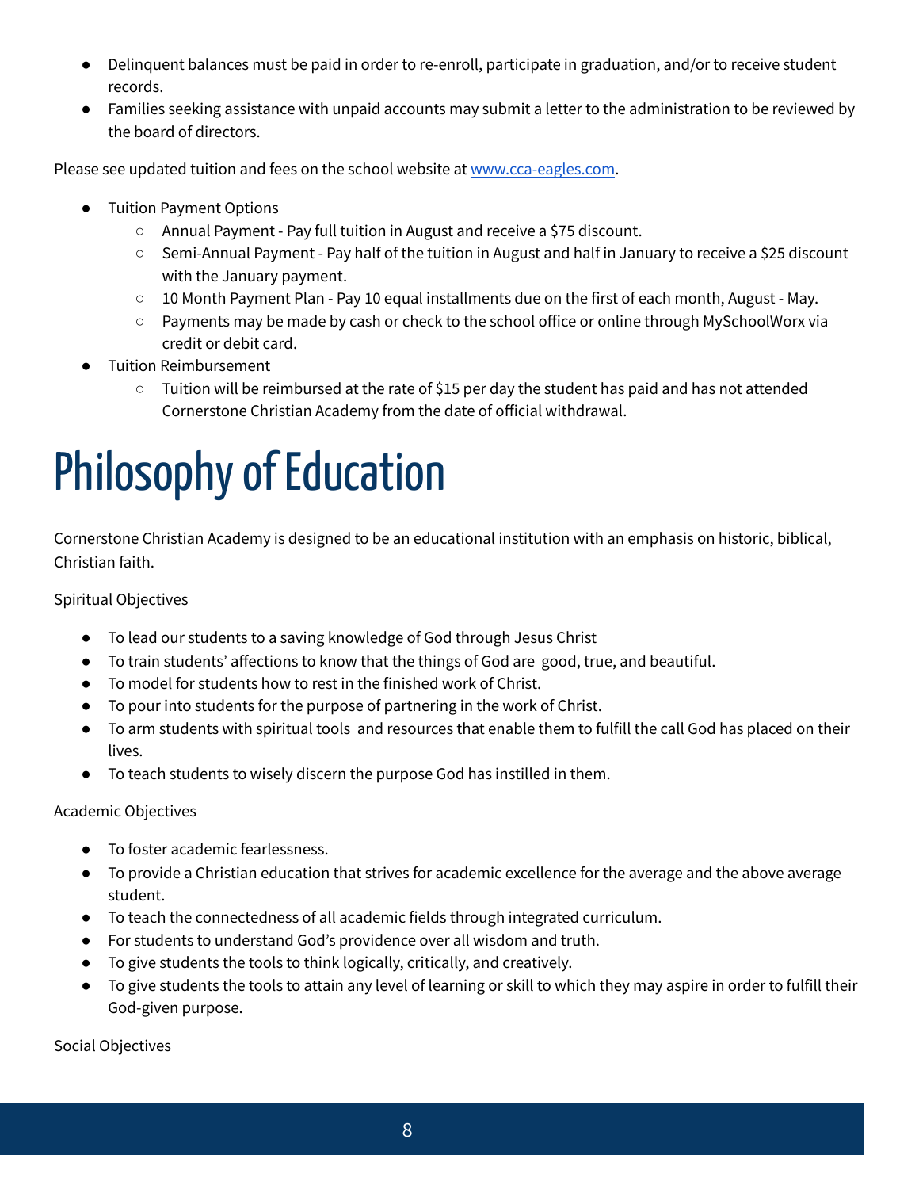- Delinquent balances must be paid in order to re-enroll, participate in graduation, and/or to receive student records.
- Families seeking assistance with unpaid accounts may submit a letter to the administration to be reviewed by the board of directors.

Please see updated tuition and fees on the school website at [www.cca-eagles.com](http://www.cca-eagles.com).

- Tuition Payment Options
  - Annual Payment - Pay full tuition in August and receive a $75 discount.
  - Semi-Annual Payment - Pay half of the tuition in August and half in January to receive a $25 discount with the January payment.
  - 10 Month Payment Plan - Pay 10 equal installments due on the first of each month, August - May.
  - Payments may be made by cash or check to the school office or online through MySchoolWorx via credit or debit card.
- Tuition Reimbursement
  - Tuition will be reimbursed at the rate of $15 per day the student has paid and has not attended Cornerstone Christian Academy from the date of official withdrawal.

# Philosophy of Education

Cornerstone Christian Academy is designed to be an educational institution with an emphasis on historic, biblical, Christian faith.

Spiritual Objectives

- To lead our students to a saving knowledge of God through Jesus Christ
- To train students' affections to know that the things of God are good, true, and beautiful.
- To model for students how to rest in the finished work of Christ.
- To pour into students for the purpose of partnering in the work of Christ.
- To arm students with spiritual tools and resources that enable them to fulfill the call God has placed on their lives.
- To teach students to wisely discern the purpose God has instilled in them.

Academic Objectives

- To foster academic fearlessness.
- To provide a Christian education that strives for academic excellence for the average and the above average student.
- To teach the connectedness of all academic fields through integrated curriculum.
- For students to understand God's providence over all wisdom and truth.
- To give students the tools to think logically, critically, and creatively.
- To give students the tools to attain any level of learning or skill to which they may aspire in order to fulfill their God-given purpose.

Social Objectives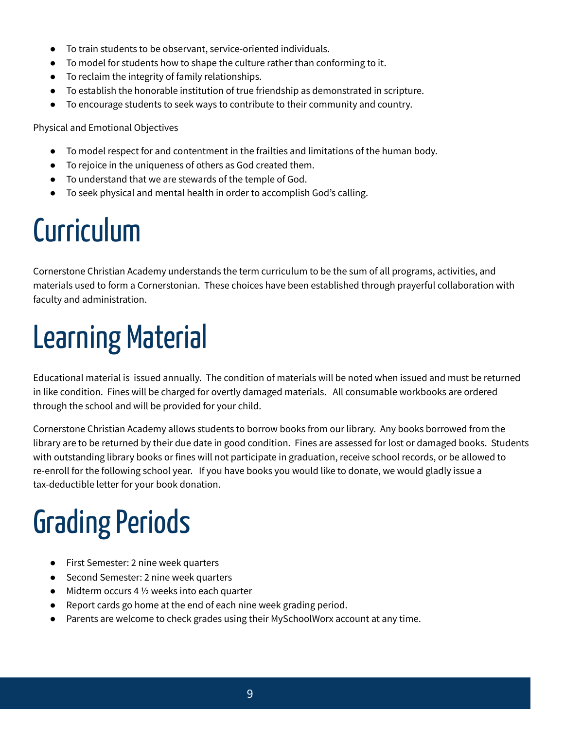- To train students to be observant, service-oriented individuals.
- To model for students how to shape the culture rather than conforming to it.
- To reclaim the integrity of family relationships.
- To establish the honorable institution of true friendship as demonstrated in scripture.
- To encourage students to seek ways to contribute to their community and country.

Physical and Emotional Objectives

- To model respect for and contentment in the frailties and limitations of the human body.
- To rejoice in the uniqueness of others as God created them.
- To understand that we are stewards of the temple of God.
- To seek physical and mental health in order to accomplish God's calling.

# Curriculum

Cornerstone Christian Academy understands the term curriculum to be the sum of all programs, activities, and materials used to form a Cornerstonian. These choices have been established through prayerful collaboration with faculty and administration.

# Learning Material

Educational material is issued annually. The condition of materials will be noted when issued and must be returned in like condition. Fines will be charged for overtly damaged materials. All consumable workbooks are ordered through the school and will be provided for your child.

Cornerstone Christian Academy allows students to borrow books from our library. Any books borrowed from the library are to be returned by their due date in good condition. Fines are assessed for lost or damaged books. Students with outstanding library books or fines will not participate in graduation, receive school records, or be allowed to re-enroll for the following school year. If you have books you would like to donate, we would gladly issue a tax-deductible letter for your book donation.

# Grading Periods

- First Semester: 2 nine week quarters
- Second Semester: 2 nine week quarters
- Midterm occurs 4 ½ weeks into each quarter
- Report cards go home at the end of each nine week grading period.
- Parents are welcome to check grades using their MySchoolWorx account at any time.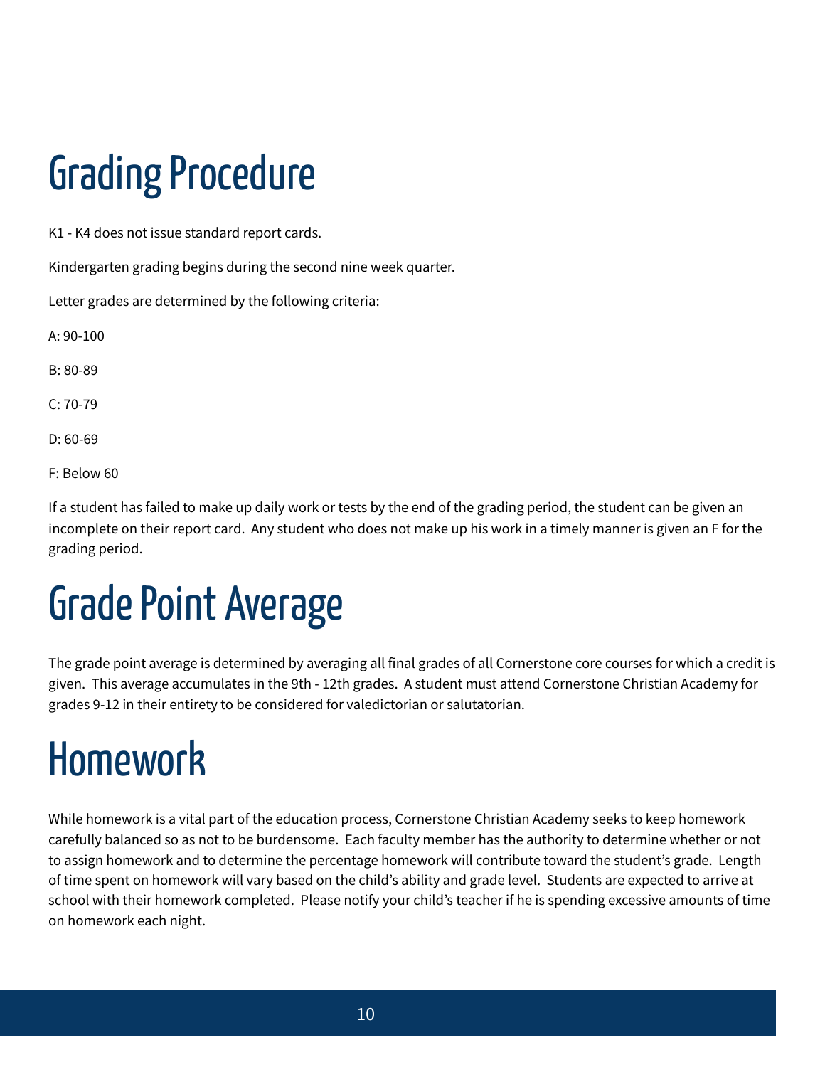# Grading Procedure

K1 - K4 does not issue standard report cards.

Kindergarten grading begins during the second nine week quarter.

Letter grades are determined by the following criteria:

A: 90-100

B: 80-89

C: 70-79

D: 60-69

F: Below 60

If a student has failed to make up daily work or tests by the end of the grading period, the student can be given an incomplete on their report card. Any student who does not make up his work in a timely manner is given an F for the grading period.

# Grade Point Average

The grade point average is determined by averaging all final grades of all Cornerstone core courses for which a credit is given. This average accumulates in the 9th - 12th grades. A student must attend Cornerstone Christian Academy for grades 9-12 in their entirety to be considered for valedictorian or salutatorian.

# Homework

While homework is a vital part of the education process, Cornerstone Christian Academy seeks to keep homework carefully balanced so as not to be burdensome. Each faculty member has the authority to determine whether or not to assign homework and to determine the percentage homework will contribute toward the student's grade. Length of time spent on homework will vary based on the child's ability and grade level. Students are expected to arrive at school with their homework completed. Please notify your child's teacher if he is spending excessive amounts of time on homework each night.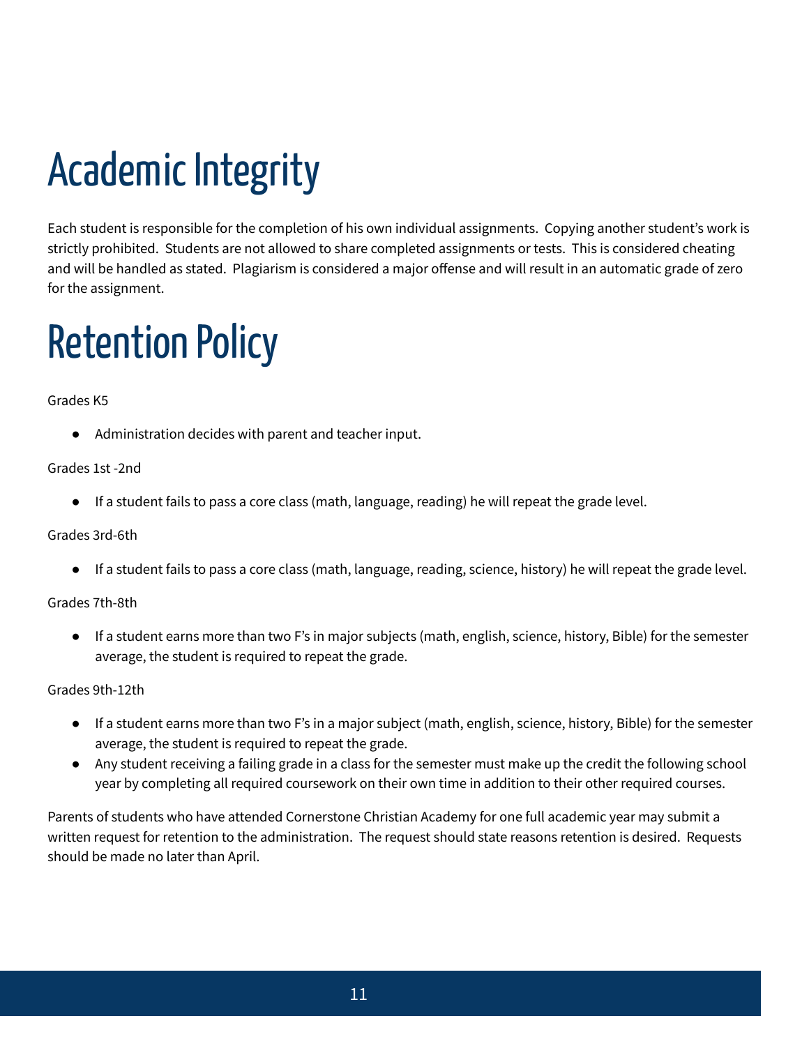# Academic Integrity

Each student is responsible for the completion of his own individual assignments.  Copying another student's work is strictly prohibited.  Students are not allowed to share completed assignments or tests.  This is considered cheating and will be handled as stated.  Plagiarism is considered a major offense and will result in an automatic grade of zero for the assignment.

# Retention Policy

Grades K5

- Administration decides with parent and teacher input.

Grades 1st -2nd

- If a student fails to pass a core class (math, language, reading) he will repeat the grade level.

Grades 3rd-6th

- If a student fails to pass a core class (math, language, reading, science, history) he will repeat the grade level.

Grades 7th-8th

- If a student earns more than two F's in major subjects (math, english, science, history, Bible) for the semester average, the student is required to repeat the grade.

Grades 9th-12th

- If a student earns more than two F's in a major subject (math, english, science, history, Bible) for the semester average, the student is required to repeat the grade.
- Any student receiving a failing grade in a class for the semester must make up the credit the following school year by completing all required coursework on their own time in addition to their other required courses.

Parents of students who have attended Cornerstone Christian Academy for one full academic year may submit a written request for retention to the administration.  The request should state reasons retention is desired.  Requests should be made no later than April.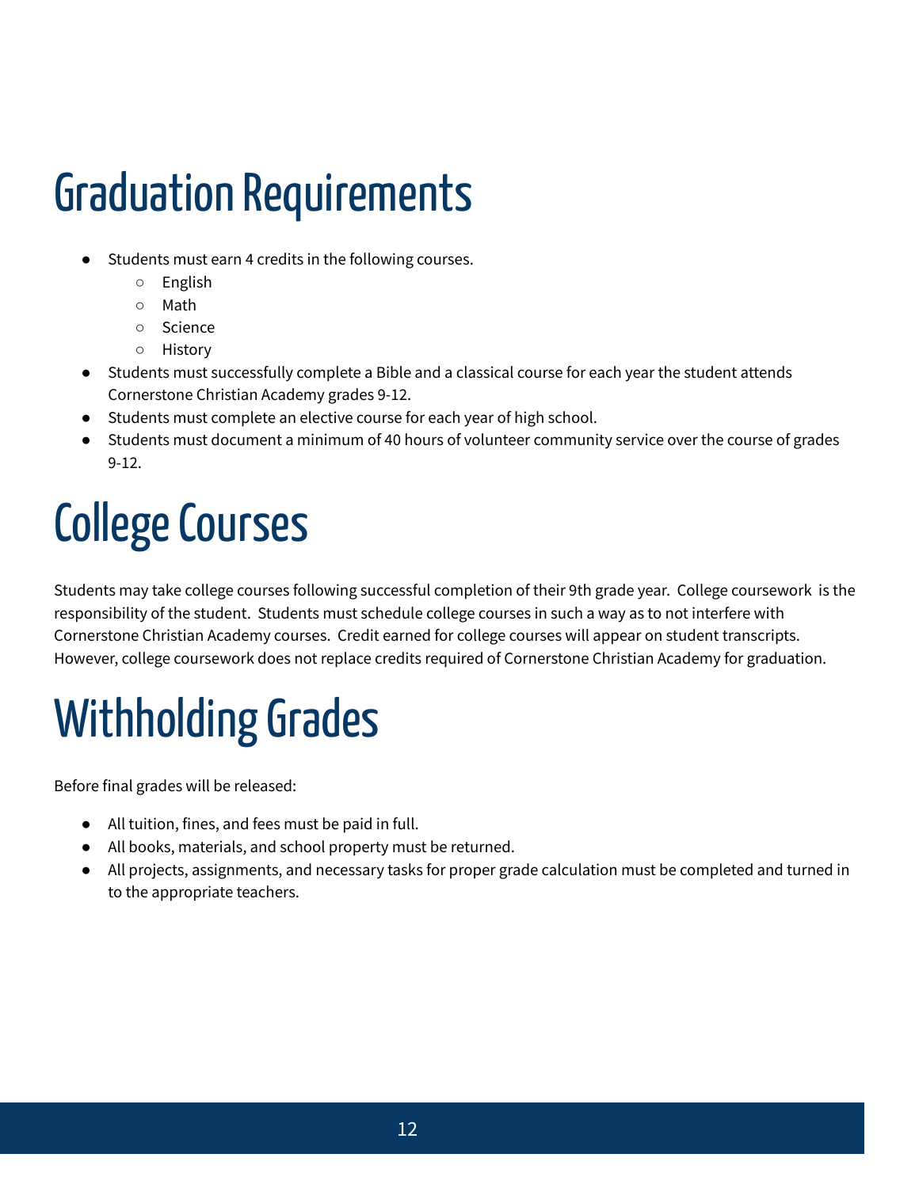# Graduation Requirements

- Students must earn 4 credits in the following courses.
  - English
  - Math
  - Science
  - History
- Students must successfully complete a Bible and a classical course for each year the student attends Cornerstone Christian Academy grades 9-12.
- Students must complete an elective course for each year of high school.
- Students must document a minimum of 40 hours of volunteer community service over the course of grades 9-12.

# College Courses

Students may take college courses following successful completion of their 9th grade year. College coursework is the responsibility of the student. Students must schedule college courses in such a way as to not interfere with Cornerstone Christian Academy courses. Credit earned for college courses will appear on student transcripts. However, college coursework does not replace credits required of Cornerstone Christian Academy for graduation.

# Withholding Grades

Before final grades will be released:

- All tuition, fines, and fees must be paid in full.
- All books, materials, and school property must be returned.
- All projects, assignments, and necessary tasks for proper grade calculation must be completed and turned in to the appropriate teachers.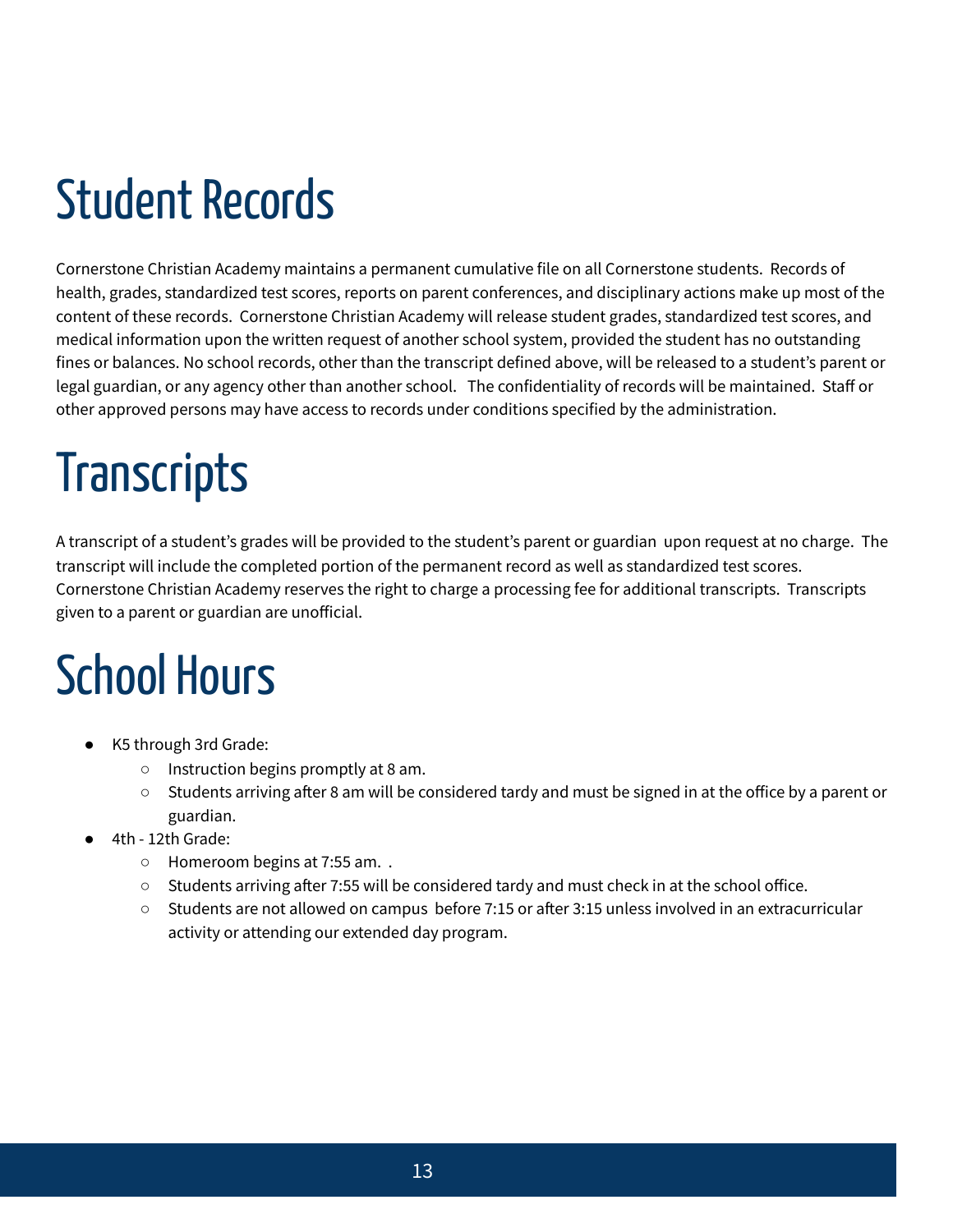# Student Records

Cornerstone Christian Academy maintains a permanent cumulative file on all Cornerstone students. Records of health, grades, standardized test scores, reports on parent conferences, and disciplinary actions make up most of the content of these records. Cornerstone Christian Academy will release student grades, standardized test scores, and medical information upon the written request of another school system, provided the student has no outstanding fines or balances. No school records, other than the transcript defined above, will be released to a student's parent or legal guardian, or any agency other than another school. The confidentiality of records will be maintained. Staff or other approved persons may have access to records under conditions specified by the administration.

# Transcripts

A transcript of a student's grades will be provided to the student's parent or guardian upon request at no charge. The transcript will include the completed portion of the permanent record as well as standardized test scores. Cornerstone Christian Academy reserves the right to charge a processing fee for additional transcripts. Transcripts given to a parent or guardian are unofficial.

# School Hours

- K5 through 3rd Grade:
  - Instruction begins promptly at 8 am.
  - Students arriving after 8 am will be considered tardy and must be signed in at the office by a parent or guardian.
- 4th - 12th Grade:
  - Homeroom begins at 7:55 am. .
  - Students arriving after 7:55 will be considered tardy and must check in at the school office.
  - Students are not allowed on campus before 7:15 or after 3:15 unless involved in an extracurricular activity or attending our extended day program.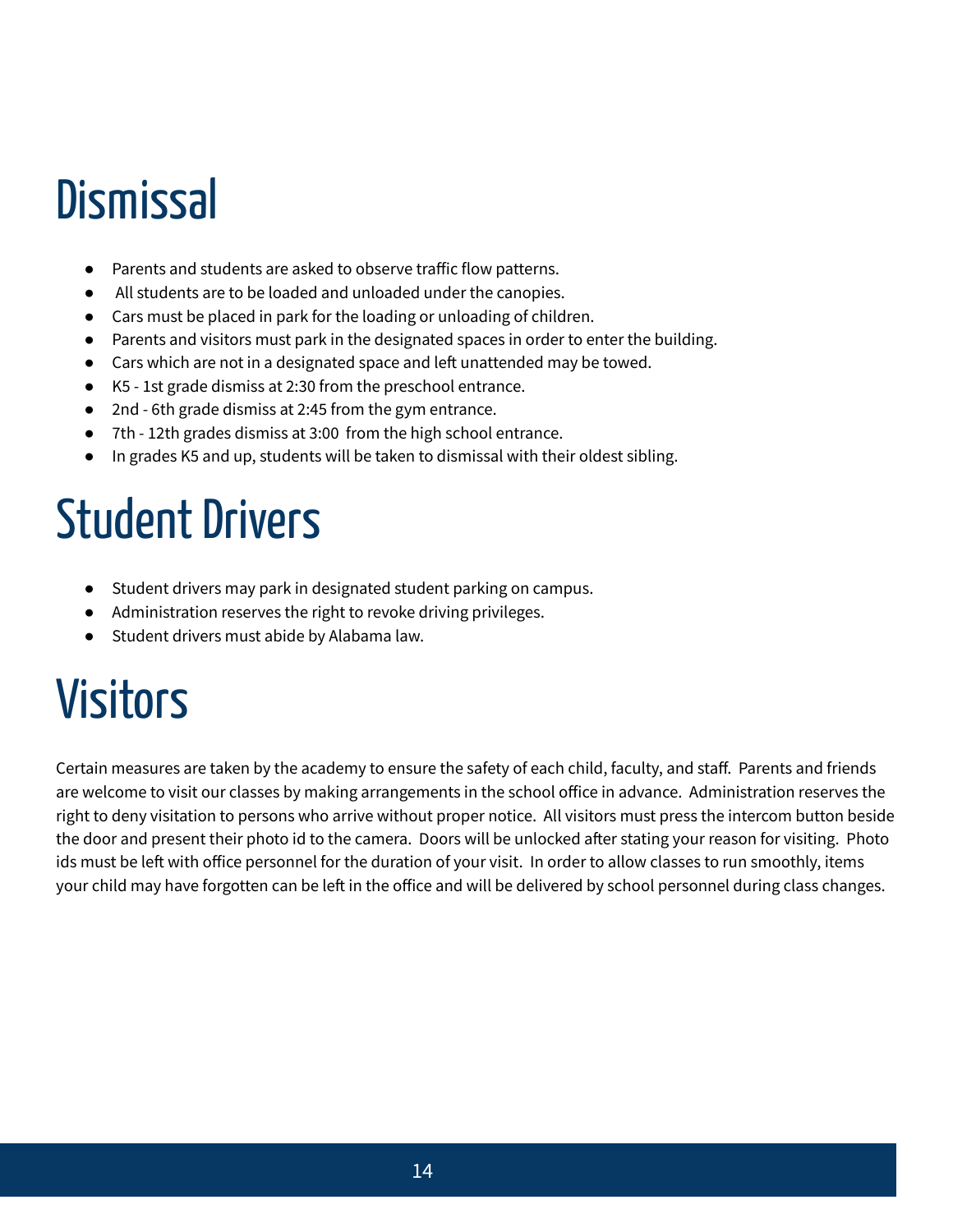# Dismissal

- Parents and students are asked to observe traffic flow patterns.
- All students are to be loaded and unloaded under the canopies.
- Cars must be placed in park for the loading or unloading of children.
- Parents and visitors must park in the designated spaces in order to enter the building.
- Cars which are not in a designated space and left unattended may be towed.
- K5 - 1st grade dismiss at 2:30 from the preschool entrance.
- 2nd - 6th grade dismiss at 2:45 from the gym entrance.
- 7th - 12th grades dismiss at 3:00 from the high school entrance.
- In grades K5 and up, students will be taken to dismissal with their oldest sibling.

# Student Drivers

- Student drivers may park in designated student parking on campus.
- Administration reserves the right to revoke driving privileges.
- Student drivers must abide by Alabama law.

# Visitors

Certain measures are taken by the academy to ensure the safety of each child, faculty, and staff. Parents and friends are welcome to visit our classes by making arrangements in the school office in advance. Administration reserves the right to deny visitation to persons who arrive without proper notice. All visitors must press the intercom button beside the door and present their photo id to the camera. Doors will be unlocked after stating your reason for visiting. Photo ids must be left with office personnel for the duration of your visit. In order to allow classes to run smoothly, items your child may have forgotten can be left in the office and will be delivered by school personnel during class changes.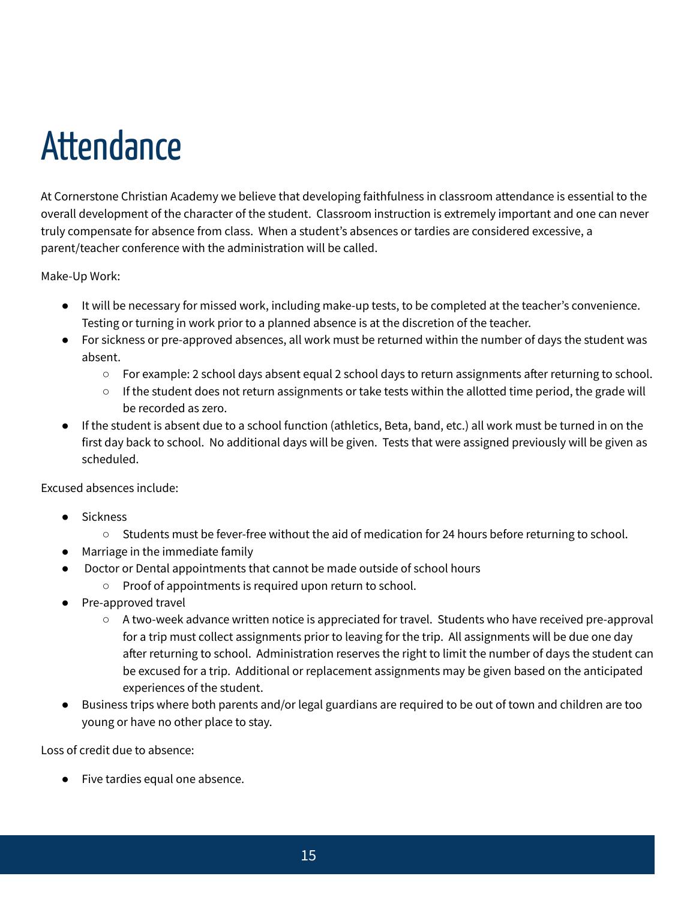# Attendance

At Cornerstone Christian Academy we believe that developing faithfulness in classroom attendance is essential to the overall development of the character of the student. Classroom instruction is extremely important and one can never truly compensate for absence from class. When a student's absences or tardies are considered excessive, a parent/teacher conference with the administration will be called.

Make-Up Work:

- It will be necessary for missed work, including make-up tests, to be completed at the teacher's convenience. Testing or turning in work prior to a planned absence is at the discretion of the teacher.
- For sickness or pre-approved absences, all work must be returned within the number of days the student was absent.
  - For example: 2 school days absent equal 2 school days to return assignments after returning to school.
  - If the student does not return assignments or take tests within the allotted time period, the grade will be recorded as zero.
- If the student is absent due to a school function (athletics, Beta, band, etc.) all work must be turned in on the first day back to school. No additional days will be given. Tests that were assigned previously will be given as scheduled.

Excused absences include:

- Sickness
  - Students must be fever-free without the aid of medication for 24 hours before returning to school.
- Marriage in the immediate family
- Doctor or Dental appointments that cannot be made outside of school hours
  - Proof of appointments is required upon return to school.
- Pre-approved travel
  - A two-week advance written notice is appreciated for travel. Students who have received pre-approval for a trip must collect assignments prior to leaving for the trip. All assignments will be due one day after returning to school. Administration reserves the right to limit the number of days the student can be excused for a trip. Additional or replacement assignments may be given based on the anticipated experiences of the student.
- Business trips where both parents and/or legal guardians are required to be out of town and children are too young or have no other place to stay.

Loss of credit due to absence:

- Five tardies equal one absence.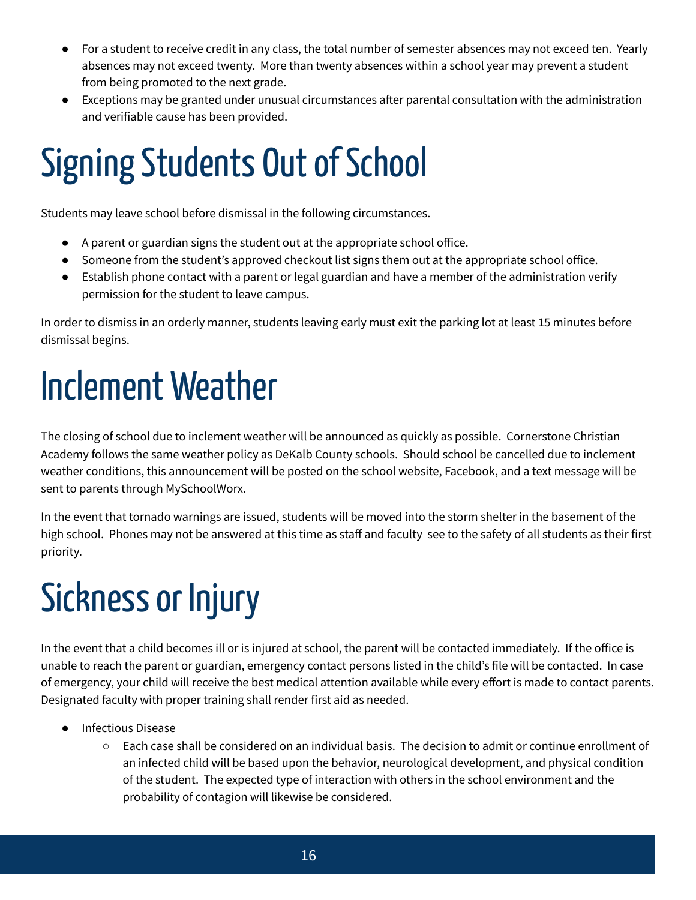- For a student to receive credit in any class, the total number of semester absences may not exceed ten. Yearly absences may not exceed twenty. More than twenty absences within a school year may prevent a student from being promoted to the next grade.
- Exceptions may be granted under unusual circumstances after parental consultation with the administration and verifiable cause has been provided.

# Signing Students Out of School

Students may leave school before dismissal in the following circumstances.

- A parent or guardian signs the student out at the appropriate school office.
- Someone from the student's approved checkout list signs them out at the appropriate school office.
- Establish phone contact with a parent or legal guardian and have a member of the administration verify permission for the student to leave campus.

In order to dismiss in an orderly manner, students leaving early must exit the parking lot at least 15 minutes before dismissal begins.

# Inclement Weather

The closing of school due to inclement weather will be announced as quickly as possible. Cornerstone Christian Academy follows the same weather policy as DeKalb County schools. Should school be cancelled due to inclement weather conditions, this announcement will be posted on the school website, Facebook, and a text message will be sent to parents through MySchoolWorx.

In the event that tornado warnings are issued, students will be moved into the storm shelter in the basement of the high school. Phones may not be answered at this time as staff and faculty see to the safety of all students as their first priority.

# Sickness or Injury

In the event that a child becomes ill or is injured at school, the parent will be contacted immediately. If the office is unable to reach the parent or guardian, emergency contact persons listed in the child's file will be contacted. In case of emergency, your child will receive the best medical attention available while every effort is made to contact parents. Designated faculty with proper training shall render first aid as needed.

- Infectious Disease
  - Each case shall be considered on an individual basis. The decision to admit or continue enrollment of an infected child will be based upon the behavior, neurological development, and physical condition of the student. The expected type of interaction with others in the school environment and the probability of contagion will likewise be considered.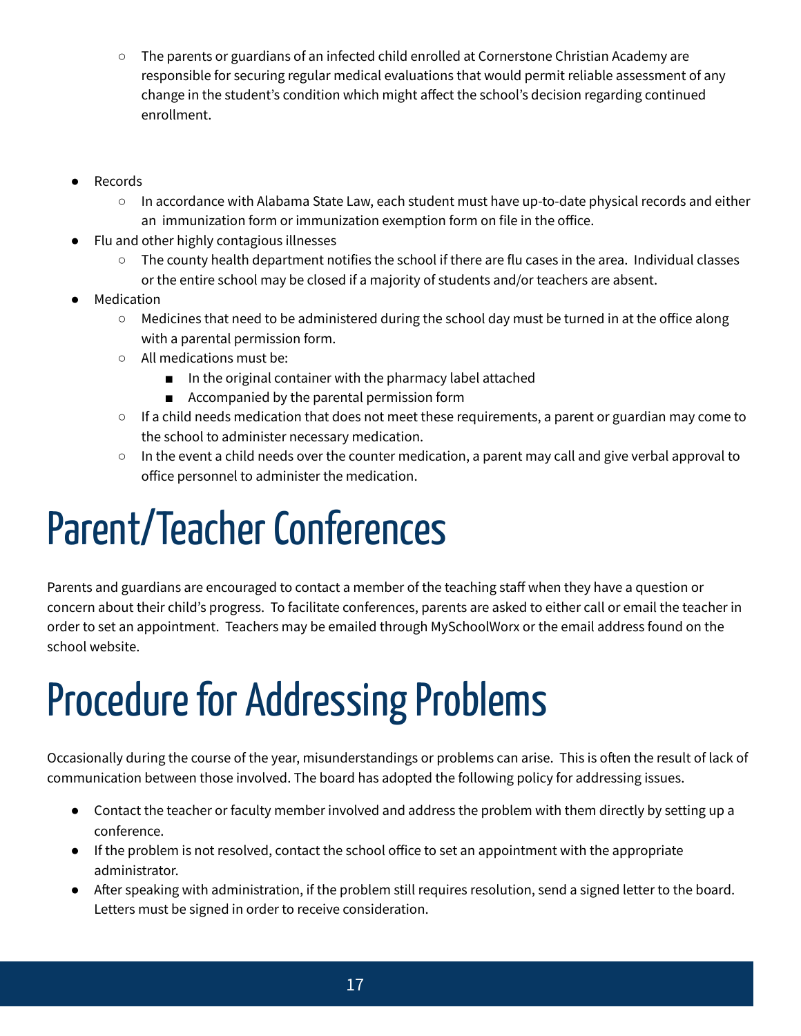- The parents or guardians of an infected child enrolled at Cornerstone Christian Academy are responsible for securing regular medical evaluations that would permit reliable assessment of any change in the student's condition which might affect the school's decision regarding continued enrollment.

- Records
  - In accordance with Alabama State Law, each student must have up-to-date physical records and either an immunization form or immunization exemption form on file in the office.
- Flu and other highly contagious illnesses
  - The county health department notifies the school if there are flu cases in the area. Individual classes or the entire school may be closed if a majority of students and/or teachers are absent.
- Medication
  - Medicines that need to be administered during the school day must be turned in at the office along with a parental permission form.
  - All medications must be:
    - In the original container with the pharmacy label attached
    - Accompanied by the parental permission form
  - If a child needs medication that does not meet these requirements, a parent or guardian may come to the school to administer necessary medication.
  - In the event a child needs over the counter medication, a parent may call and give verbal approval to office personnel to administer the medication.

# Parent/Teacher Conferences

Parents and guardians are encouraged to contact a member of the teaching staff when they have a question or concern about their child's progress. To facilitate conferences, parents are asked to either call or email the teacher in order to set an appointment. Teachers may be emailed through MySchoolWorx or the email address found on the school website.

# Procedure for Addressing Problems

Occasionally during the course of the year, misunderstandings or problems can arise. This is often the result of lack of communication between those involved. The board has adopted the following policy for addressing issues.

- Contact the teacher or faculty member involved and address the problem with them directly by setting up a conference.
- If the problem is not resolved, contact the school office to set an appointment with the appropriate administrator.
- After speaking with administration, if the problem still requires resolution, send a signed letter to the board. Letters must be signed in order to receive consideration.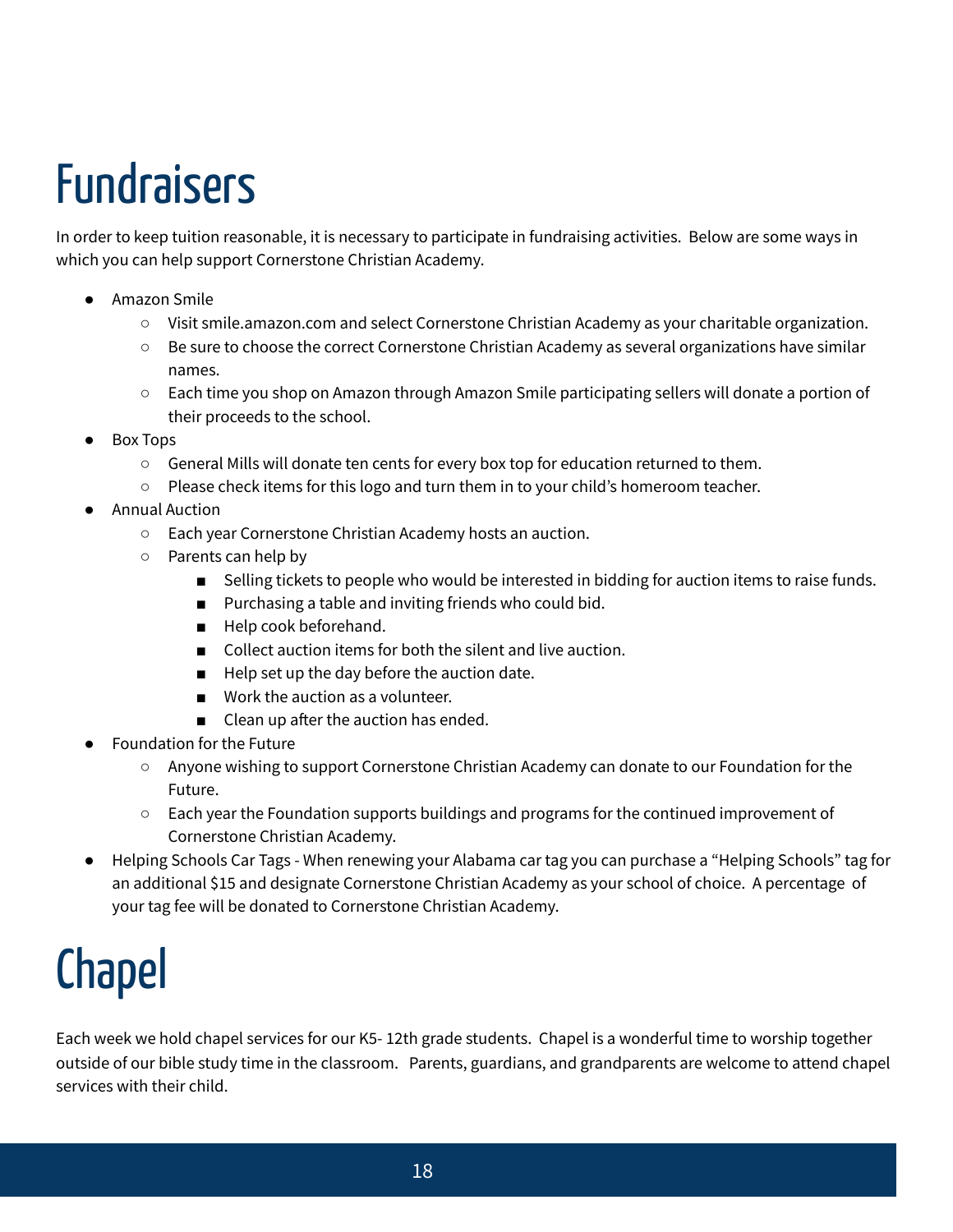# Fundraisers

In order to keep tuition reasonable, it is necessary to participate in fundraising activities.  Below are some ways in which you can help support Cornerstone Christian Academy.

- Amazon Smile
  - Visit smile.amazon.com and select Cornerstone Christian Academy as your charitable organization.
  - Be sure to choose the correct Cornerstone Christian Academy as several organizations have similar names.
  - Each time you shop on Amazon through Amazon Smile participating sellers will donate a portion of their proceeds to the school.
- Box Tops
  - General Mills will donate ten cents for every box top for education returned to them.
  - Please check items for this logo and turn them in to your child's homeroom teacher.
- Annual Auction
  - Each year Cornerstone Christian Academy hosts an auction.
  - Parents can help by
    - Selling tickets to people who would be interested in bidding for auction items to raise funds.
    - Purchasing a table and inviting friends who could bid.
    - Help cook beforehand.
    - Collect auction items for both the silent and live auction.
    - Help set up the day before the auction date.
    - Work the auction as a volunteer.
    - Clean up after the auction has ended.
- Foundation for the Future
  - Anyone wishing to support Cornerstone Christian Academy can donate to our Foundation for the Future.
  - Each year the Foundation supports buildings and programs for the continued improvement of Cornerstone Christian Academy.
- Helping Schools Car Tags - When renewing your Alabama car tag you can purchase a "Helping Schools" tag for an additional $15 and designate Cornerstone Christian Academy as your school of choice.  A percentage of your tag fee will be donated to Cornerstone Christian Academy.

# Chapel

Each week we hold chapel services for our K5- 12th grade students.  Chapel is a wonderful time to worship together outside of our bible study time in the classroom.   Parents, guardians, and grandparents are welcome to attend chapel services with their child.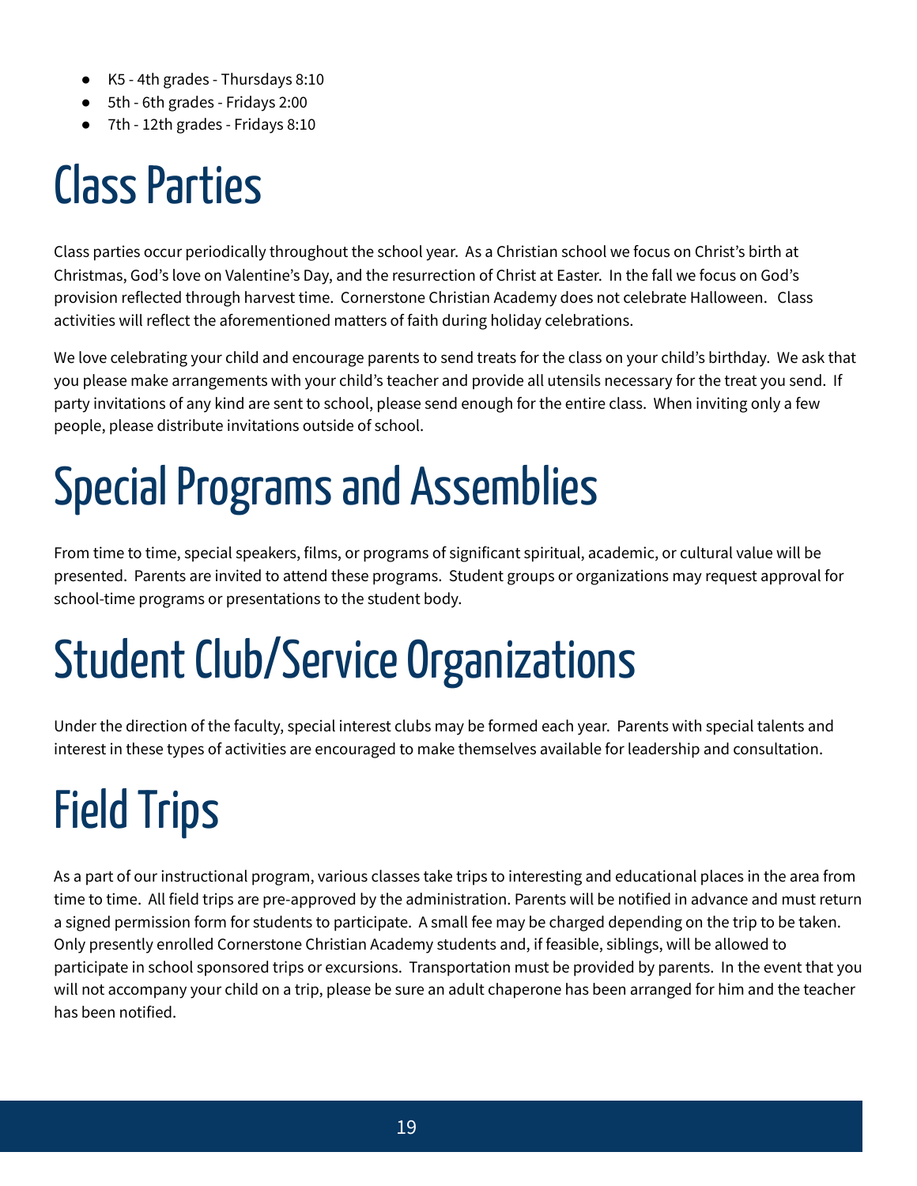- K5 - 4th grades - Thursdays 8:10
- 5th - 6th grades - Fridays 2:00
- 7th - 12th grades - Fridays 8:10

# Class Parties

Class parties occur periodically throughout the school year. As a Christian school we focus on Christ's birth at Christmas, God's love on Valentine's Day, and the resurrection of Christ at Easter. In the fall we focus on God's provision reflected through harvest time. Cornerstone Christian Academy does not celebrate Halloween. Class activities will reflect the aforementioned matters of faith during holiday celebrations.

We love celebrating your child and encourage parents to send treats for the class on your child's birthday. We ask that you please make arrangements with your child's teacher and provide all utensils necessary for the treat you send. If party invitations of any kind are sent to school, please send enough for the entire class. When inviting only a few people, please distribute invitations outside of school.

# Special Programs and Assemblies

From time to time, special speakers, films, or programs of significant spiritual, academic, or cultural value will be presented. Parents are invited to attend these programs. Student groups or organizations may request approval for school-time programs or presentations to the student body.

# Student Club/Service Organizations

Under the direction of the faculty, special interest clubs may be formed each year. Parents with special talents and interest in these types of activities are encouraged to make themselves available for leadership and consultation.

# Field Trips

As a part of our instructional program, various classes take trips to interesting and educational places in the area from time to time. All field trips are pre-approved by the administration. Parents will be notified in advance and must return a signed permission form for students to participate. A small fee may be charged depending on the trip to be taken. Only presently enrolled Cornerstone Christian Academy students and, if feasible, siblings, will be allowed to participate in school sponsored trips or excursions. Transportation must be provided by parents. In the event that you will not accompany your child on a trip, please be sure an adult chaperone has been arranged for him and the teacher has been notified.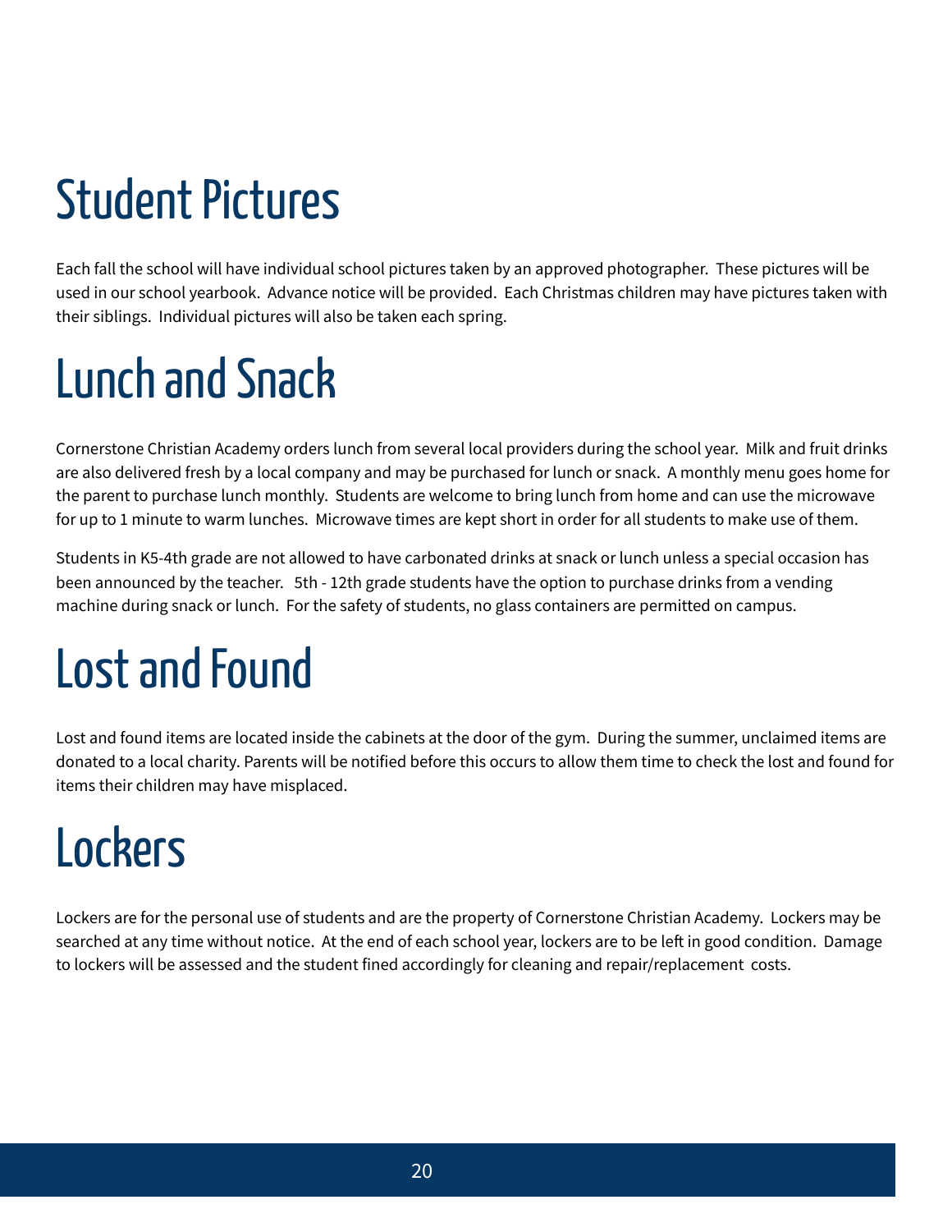# Student Pictures

Each fall the school will have individual school pictures taken by an approved photographer. These pictures will be used in our school yearbook. Advance notice will be provided. Each Christmas children may have pictures taken with their siblings. Individual pictures will also be taken each spring.

# Lunch and Snack

Cornerstone Christian Academy orders lunch from several local providers during the school year. Milk and fruit drinks are also delivered fresh by a local company and may be purchased for lunch or snack. A monthly menu goes home for the parent to purchase lunch monthly. Students are welcome to bring lunch from home and can use the microwave for up to 1 minute to warm lunches. Microwave times are kept short in order for all students to make use of them.

Students in K5-4th grade are not allowed to have carbonated drinks at snack or lunch unless a special occasion has been announced by the teacher. 5th - 12th grade students have the option to purchase drinks from a vending machine during snack or lunch. For the safety of students, no glass containers are permitted on campus.

# Lost and Found

Lost and found items are located inside the cabinets at the door of the gym. During the summer, unclaimed items are donated to a local charity. Parents will be notified before this occurs to allow them time to check the lost and found for items their children may have misplaced.

# Lockers

Lockers are for the personal use of students and are the property of Cornerstone Christian Academy. Lockers may be searched at any time without notice. At the end of each school year, lockers are to be left in good condition. Damage to lockers will be assessed and the student fined accordingly for cleaning and repair/replacement costs.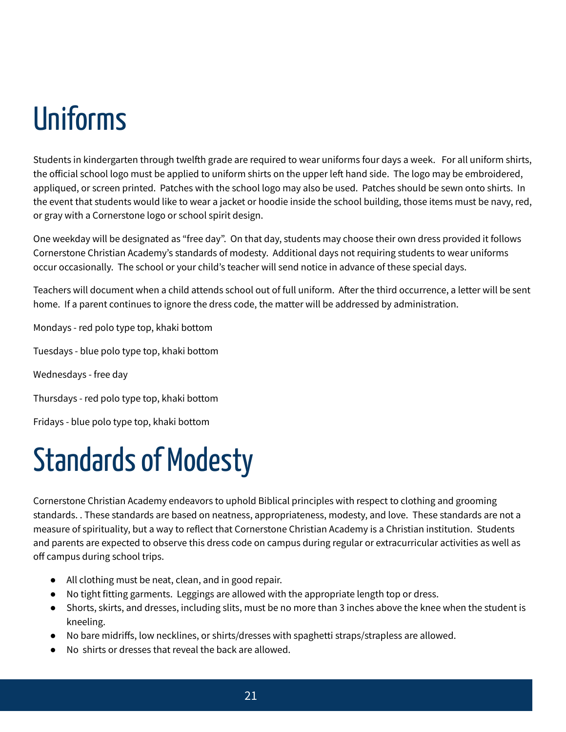# Uniforms

Students in kindergarten through twelfth grade are required to wear uniforms four days a week. For all uniform shirts, the official school logo must be applied to uniform shirts on the upper left hand side. The logo may be embroidered, appliqued, or screen printed. Patches with the school logo may also be used. Patches should be sewn onto shirts. In the event that students would like to wear a jacket or hoodie inside the school building, those items must be navy, red, or gray with a Cornerstone logo or school spirit design.

One weekday will be designated as "free day". On that day, students may choose their own dress provided it follows Cornerstone Christian Academy's standards of modesty. Additional days not requiring students to wear uniforms occur occasionally. The school or your child's teacher will send notice in advance of these special days.

Teachers will document when a child attends school out of full uniform. After the third occurrence, a letter will be sent home. If a parent continues to ignore the dress code, the matter will be addressed by administration.

Mondays - red polo type top, khaki bottom

Tuesdays - blue polo type top, khaki bottom

Wednesdays - free day

Thursdays - red polo type top, khaki bottom

Fridays - blue polo type top, khaki bottom

# Standards of Modesty

Cornerstone Christian Academy endeavors to uphold Biblical principles with respect to clothing and grooming standards. . These standards are based on neatness, appropriateness, modesty, and love. These standards are not a measure of spirituality, but a way to reflect that Cornerstone Christian Academy is a Christian institution. Students and parents are expected to observe this dress code on campus during regular or extracurricular activities as well as off campus during school trips.

- All clothing must be neat, clean, and in good repair.
- No tight fitting garments. Leggings are allowed with the appropriate length top or dress.
- Shorts, skirts, and dresses, including slits, must be no more than 3 inches above the knee when the student is kneeling.
- No bare midriffs, low necklines, or shirts/dresses with spaghetti straps/strapless are allowed.
- No shirts or dresses that reveal the back are allowed.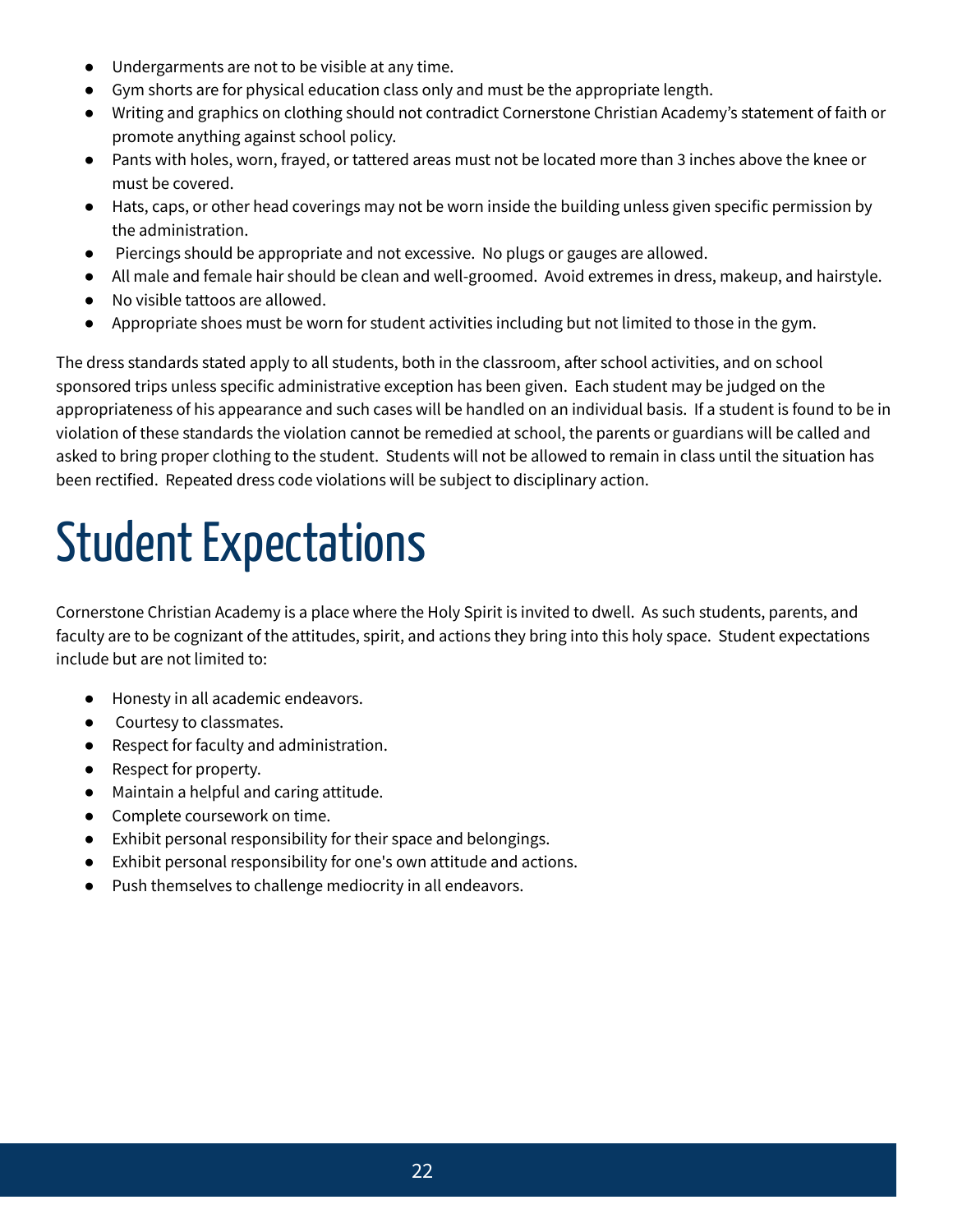- Undergarments are not to be visible at any time.
- Gym shorts are for physical education class only and must be the appropriate length.
- Writing and graphics on clothing should not contradict Cornerstone Christian Academy's statement of faith or promote anything against school policy.
- Pants with holes, worn, frayed, or tattered areas must not be located more than 3 inches above the knee or must be covered.
- Hats, caps, or other head coverings may not be worn inside the building unless given specific permission by the administration.
- Piercings should be appropriate and not excessive. No plugs or gauges are allowed.
- All male and female hair should be clean and well-groomed. Avoid extremes in dress, makeup, and hairstyle.
- No visible tattoos are allowed.
- Appropriate shoes must be worn for student activities including but not limited to those in the gym.

The dress standards stated apply to all students, both in the classroom, after school activities, and on school sponsored trips unless specific administrative exception has been given. Each student may be judged on the appropriateness of his appearance and such cases will be handled on an individual basis. If a student is found to be in violation of these standards the violation cannot be remedied at school, the parents or guardians will be called and asked to bring proper clothing to the student. Students will not be allowed to remain in class until the situation has been rectified. Repeated dress code violations will be subject to disciplinary action.

# Student Expectations

Cornerstone Christian Academy is a place where the Holy Spirit is invited to dwell. As such students, parents, and faculty are to be cognizant of the attitudes, spirit, and actions they bring into this holy space. Student expectations include but are not limited to:

- Honesty in all academic endeavors.
- Courtesy to classmates.
- Respect for faculty and administration.
- Respect for property.
- Maintain a helpful and caring attitude.
- Complete coursework on time.
- Exhibit personal responsibility for their space and belongings.
- Exhibit personal responsibility for one's own attitude and actions.
- Push themselves to challenge mediocrity in all endeavors.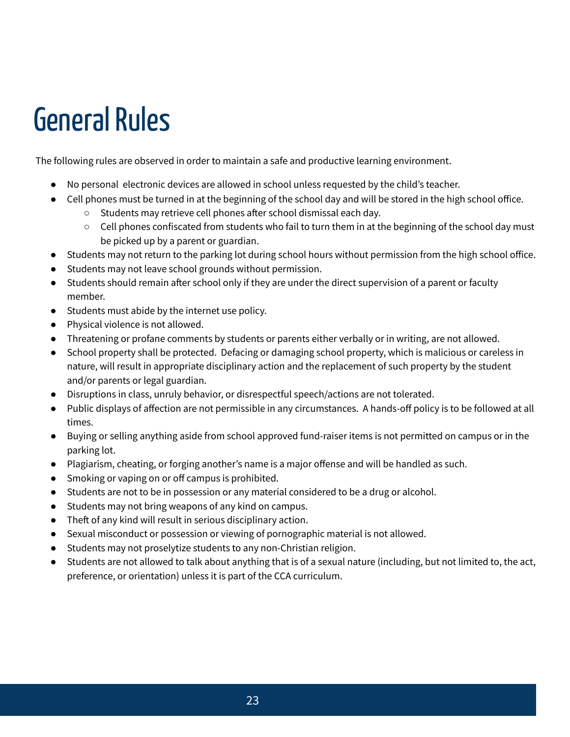# General Rules

The following rules are observed in order to maintain a safe and productive learning environment.

- No personal electronic devices are allowed in school unless requested by the child's teacher.
- Cell phones must be turned in at the beginning of the school day and will be stored in the high school office.
  - Students may retrieve cell phones after school dismissal each day.
  - Cell phones confiscated from students who fail to turn them in at the beginning of the school day must be picked up by a parent or guardian.
- Students may not return to the parking lot during school hours without permission from the high school office.
- Students may not leave school grounds without permission.
- Students should remain after school only if they are under the direct supervision of a parent or faculty member.
- Students must abide by the internet use policy.
- Physical violence is not allowed.
- Threatening or profane comments by students or parents either verbally or in writing, are not allowed.
- School property shall be protected. Defacing or damaging school property, which is malicious or careless in nature, will result in appropriate disciplinary action and the replacement of such property by the student and/or parents or legal guardian.
- Disruptions in class, unruly behavior, or disrespectful speech/actions are not tolerated.
- Public displays of affection are not permissible in any circumstances. A hands-off policy is to be followed at all times.
- Buying or selling anything aside from school approved fund-raiser items is not permitted on campus or in the parking lot.
- Plagiarism, cheating, or forging another's name is a major offense and will be handled as such.
- Smoking or vaping on or off campus is prohibited.
- Students are not to be in possession or any material considered to be a drug or alcohol.
- Students may not bring weapons of any kind on campus.
- Theft of any kind will result in serious disciplinary action.
- Sexual misconduct or possession or viewing of pornographic material is not allowed.
- Students may not proselytize students to any non-Christian religion.
- Students are not allowed to talk about anything that is of a sexual nature (including, but not limited to, the act, preference, or orientation) unless it is part of the CCA curriculum.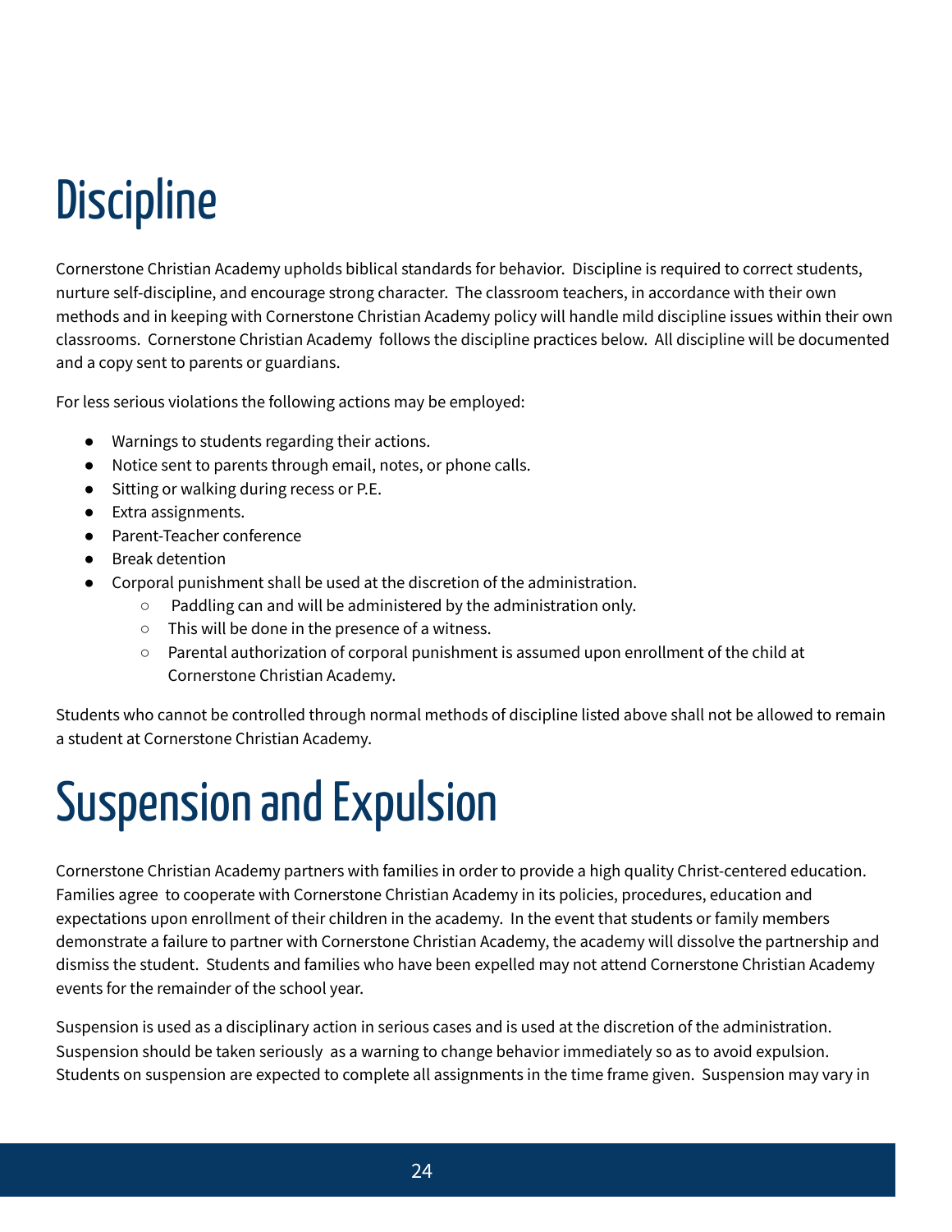# Discipline

Cornerstone Christian Academy upholds biblical standards for behavior. Discipline is required to correct students, nurture self-discipline, and encourage strong character. The classroom teachers, in accordance with their own methods and in keeping with Cornerstone Christian Academy policy will handle mild discipline issues within their own classrooms. Cornerstone Christian Academy follows the discipline practices below. All discipline will be documented and a copy sent to parents or guardians.

For less serious violations the following actions may be employed:

- Warnings to students regarding their actions.
- Notice sent to parents through email, notes, or phone calls.
- Sitting or walking during recess or P.E.
- Extra assignments.
- Parent-Teacher conference
- Break detention
- Corporal punishment shall be used at the discretion of the administration.
  - Paddling can and will be administered by the administration only.
  - This will be done in the presence of a witness.
  - Parental authorization of corporal punishment is assumed upon enrollment of the child at Cornerstone Christian Academy.

Students who cannot be controlled through normal methods of discipline listed above shall not be allowed to remain a student at Cornerstone Christian Academy.

# Suspension and Expulsion

Cornerstone Christian Academy partners with families in order to provide a high quality Christ-centered education. Families agree to cooperate with Cornerstone Christian Academy in its policies, procedures, education and expectations upon enrollment of their children in the academy. In the event that students or family members demonstrate a failure to partner with Cornerstone Christian Academy, the academy will dissolve the partnership and dismiss the student. Students and families who have been expelled may not attend Cornerstone Christian Academy events for the remainder of the school year.

Suspension is used as a disciplinary action in serious cases and is used at the discretion of the administration. Suspension should be taken seriously as a warning to change behavior immediately so as to avoid expulsion. Students on suspension are expected to complete all assignments in the time frame given. Suspension may vary in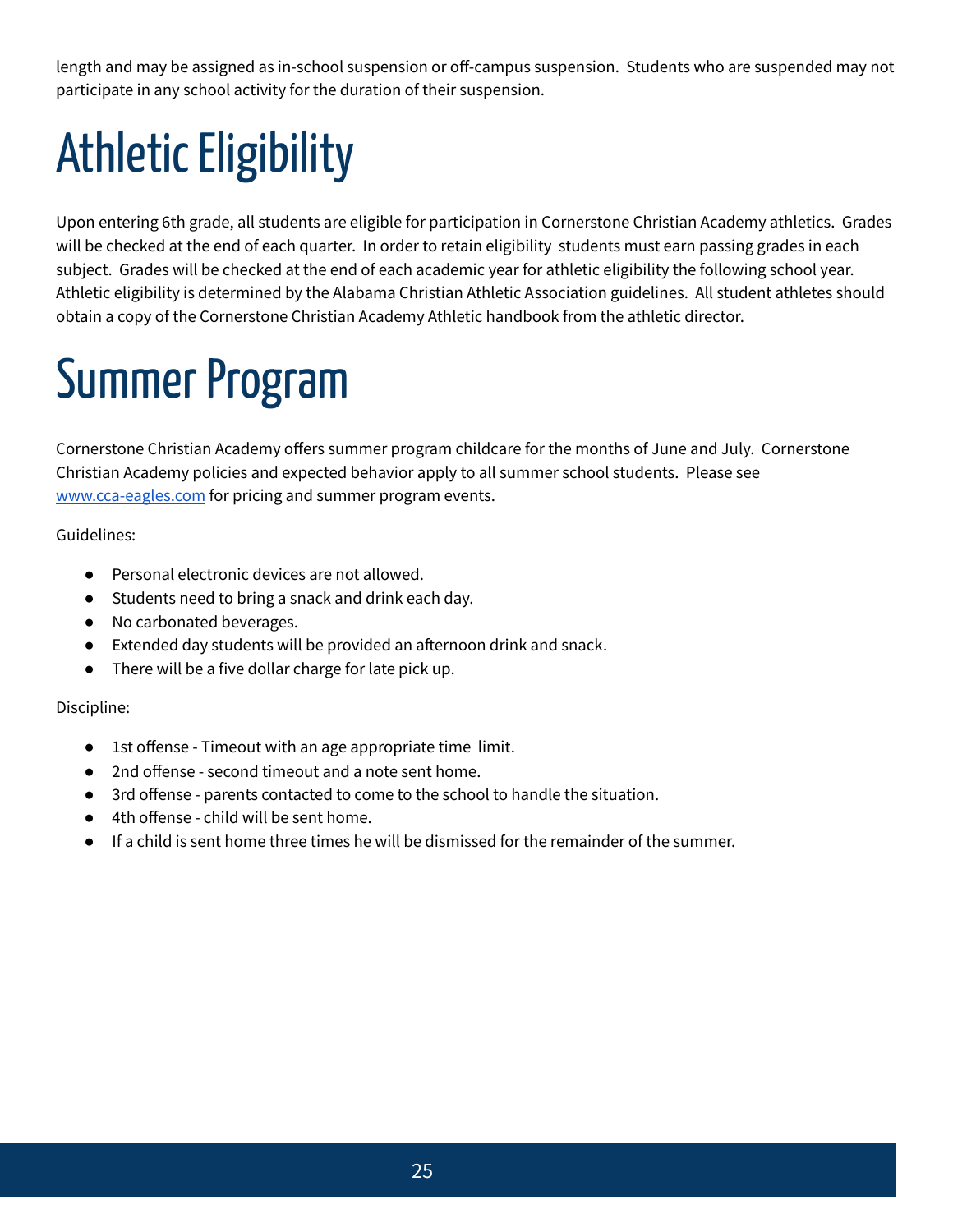length and may be assigned as in-school suspension or off-campus suspension. Students who are suspended may not participate in any school activity for the duration of their suspension.

# Athletic Eligibility

Upon entering 6th grade, all students are eligible for participation in Cornerstone Christian Academy athletics. Grades will be checked at the end of each quarter. In order to retain eligibility students must earn passing grades in each subject. Grades will be checked at the end of each academic year for athletic eligibility the following school year. Athletic eligibility is determined by the Alabama Christian Athletic Association guidelines. All student athletes should obtain a copy of the Cornerstone Christian Academy Athletic handbook from the athletic director.

# Summer Program

Cornerstone Christian Academy offers summer program childcare for the months of June and July. Cornerstone Christian Academy policies and expected behavior apply to all summer school students. Please see [www.cca-eagles.com](http://www.cca-eagles.com) for pricing and summer program events.

Guidelines:

- Personal electronic devices are not allowed.
- Students need to bring a snack and drink each day.
- No carbonated beverages.
- Extended day students will be provided an afternoon drink and snack.
- There will be a five dollar charge for late pick up.

Discipline:

- 1st offense - Timeout with an age appropriate time limit.
- 2nd offense - second timeout and a note sent home.
- 3rd offense - parents contacted to come to the school to handle the situation.
- 4th offense - child will be sent home.
- If a child is sent home three times he will be dismissed for the remainder of the summer.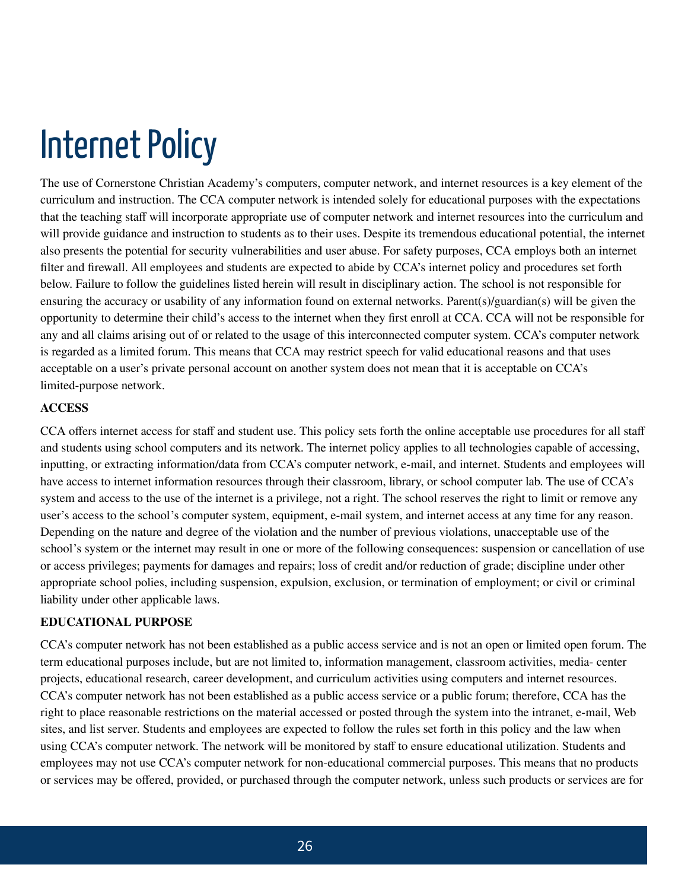# Internet Policy

The use of Cornerstone Christian Academy's computers, computer network, and internet resources is a key element of the curriculum and instruction. The CCA computer network is intended solely for educational purposes with the expectations that the teaching staff will incorporate appropriate use of computer network and internet resources into the curriculum and will provide guidance and instruction to students as to their uses. Despite its tremendous educational potential, the internet also presents the potential for security vulnerabilities and user abuse. For safety purposes, CCA employs both an internet filter and firewall. All employees and students are expected to abide by CCA's internet policy and procedures set forth below. Failure to follow the guidelines listed herein will result in disciplinary action. The school is not responsible for ensuring the accuracy or usability of any information found on external networks. Parent(s)/guardian(s) will be given the opportunity to determine their child's access to the internet when they first enroll at CCA. CCA will not be responsible for any and all claims arising out of or related to the usage of this interconnected computer system. CCA's computer network is regarded as a limited forum. This means that CCA may restrict speech for valid educational reasons and that uses acceptable on a user's private personal account on another system does not mean that it is acceptable on CCA's limited-purpose network.

**ACCESS**

CCA offers internet access for staff and student use. This policy sets forth the online acceptable use procedures for all staff and students using school computers and its network. The internet policy applies to all technologies capable of accessing, inputting, or extracting information/data from CCA's computer network, e-mail, and internet. Students and employees will have access to internet information resources through their classroom, library, or school computer lab. The use of CCA's system and access to the use of the internet is a privilege, not a right. The school reserves the right to limit or remove any user's access to the school's computer system, equipment, e-mail system, and internet access at any time for any reason. Depending on the nature and degree of the violation and the number of previous violations, unacceptable use of the school's system or the internet may result in one or more of the following consequences: suspension or cancellation of use or access privileges; payments for damages and repairs; loss of credit and/or reduction of grade; discipline under other appropriate school polies, including suspension, expulsion, exclusion, or termination of employment; or civil or criminal liability under other applicable laws.

**EDUCATIONAL PURPOSE**

CCA's computer network has not been established as a public access service and is not an open or limited open forum. The term educational purposes include, but are not limited to, information management, classroom activities, media- center projects, educational research, career development, and curriculum activities using computers and internet resources. CCA's computer network has not been established as a public access service or a public forum; therefore, CCA has the right to place reasonable restrictions on the material accessed or posted through the system into the intranet, e-mail, Web sites, and list server. Students and employees are expected to follow the rules set forth in this policy and the law when using CCA's computer network. The network will be monitored by staff to ensure educational utilization. Students and employees may not use CCA's computer network for non-educational commercial purposes. This means that no products or services may be offered, provided, or purchased through the computer network, unless such products or services are for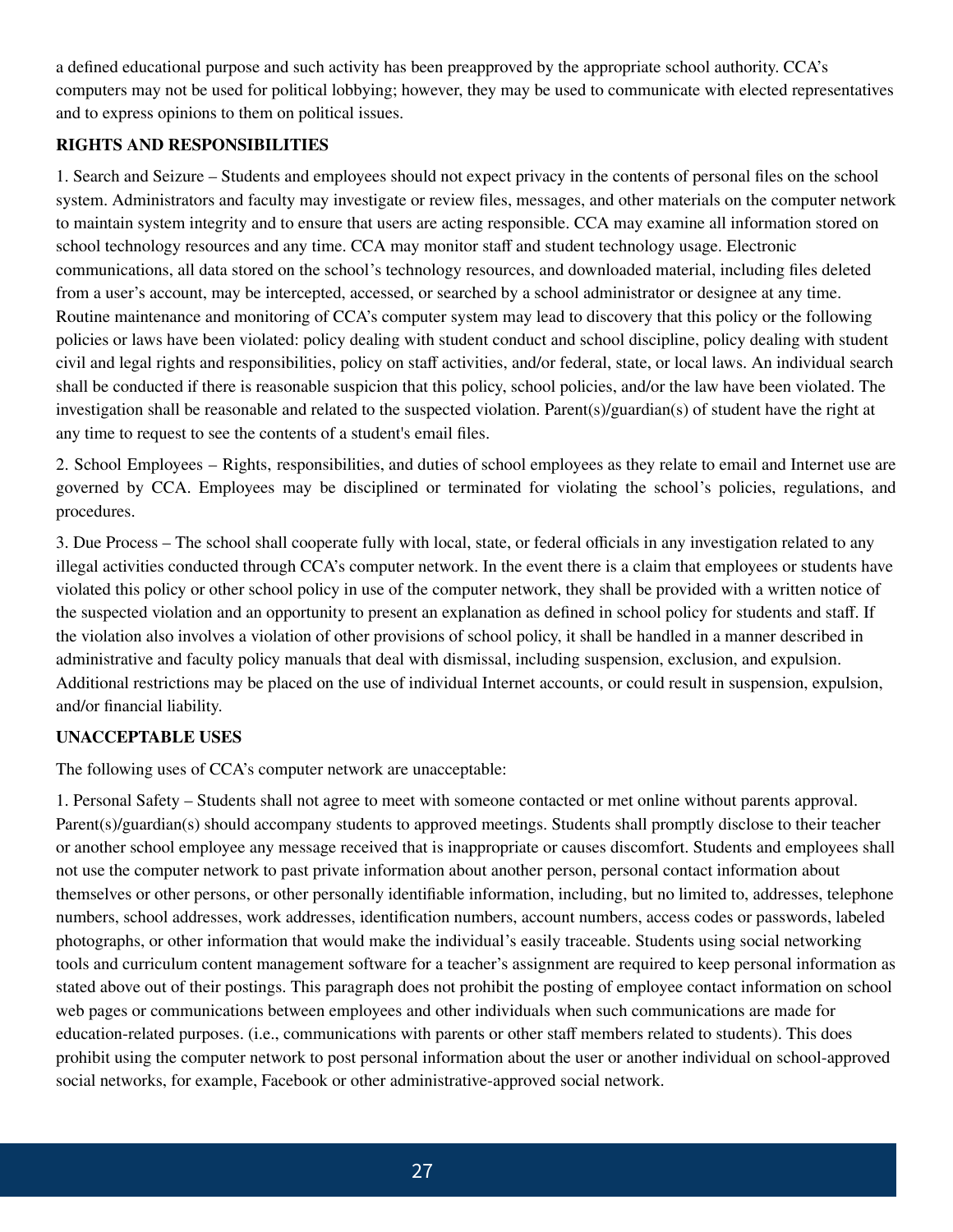a defined educational purpose and such activity has been preapproved by the appropriate school authority. CCA's computers may not be used for political lobbying; however, they may be used to communicate with elected representatives and to express opinions to them on political issues.

**RIGHTS AND RESPONSIBILITIES**

1. Search and Seizure – Students and employees should not expect privacy in the contents of personal files on the school system. Administrators and faculty may investigate or review files, messages, and other materials on the computer network to maintain system integrity and to ensure that users are acting responsible. CCA may examine all information stored on school technology resources and any time. CCA may monitor staff and student technology usage. Electronic communications, all data stored on the school's technology resources, and downloaded material, including files deleted from a user's account, may be intercepted, accessed, or searched by a school administrator or designee at any time. Routine maintenance and monitoring of CCA's computer system may lead to discovery that this policy or the following policies or laws have been violated: policy dealing with student conduct and school discipline, policy dealing with student civil and legal rights and responsibilities, policy on staff activities, and/or federal, state, or local laws. An individual search shall be conducted if there is reasonable suspicion that this policy, school policies, and/or the law have been violated. The investigation shall be reasonable and related to the suspected violation. Parent(s)/guardian(s) of student have the right at any time to request to see the contents of a student's email files.

2. School Employees – Rights, responsibilities, and duties of school employees as they relate to email and Internet use are governed by CCA. Employees may be disciplined or terminated for violating the school's policies, regulations, and procedures.

3. Due Process – The school shall cooperate fully with local, state, or federal officials in any investigation related to any illegal activities conducted through CCA's computer network. In the event there is a claim that employees or students have violated this policy or other school policy in use of the computer network, they shall be provided with a written notice of the suspected violation and an opportunity to present an explanation as defined in school policy for students and staff. If the violation also involves a violation of other provisions of school policy, it shall be handled in a manner described in administrative and faculty policy manuals that deal with dismissal, including suspension, exclusion, and expulsion. Additional restrictions may be placed on the use of individual Internet accounts, or could result in suspension, expulsion, and/or financial liability.

**UNACCEPTABLE USES**

The following uses of CCA's computer network are unacceptable:

1. Personal Safety – Students shall not agree to meet with someone contacted or met online without parents approval. Parent(s)/guardian(s) should accompany students to approved meetings. Students shall promptly disclose to their teacher or another school employee any message received that is inappropriate or causes discomfort. Students and employees shall not use the computer network to past private information about another person, personal contact information about themselves or other persons, or other personally identifiable information, including, but no limited to, addresses, telephone numbers, school addresses, work addresses, identification numbers, account numbers, access codes or passwords, labeled photographs, or other information that would make the individual's easily traceable. Students using social networking tools and curriculum content management software for a teacher's assignment are required to keep personal information as stated above out of their postings. This paragraph does not prohibit the posting of employee contact information on school web pages or communications between employees and other individuals when such communications are made for education-related purposes. (i.e., communications with parents or other staff members related to students). This does prohibit using the computer network to post personal information about the user or another individual on school-approved social networks, for example, Facebook or other administrative-approved social network.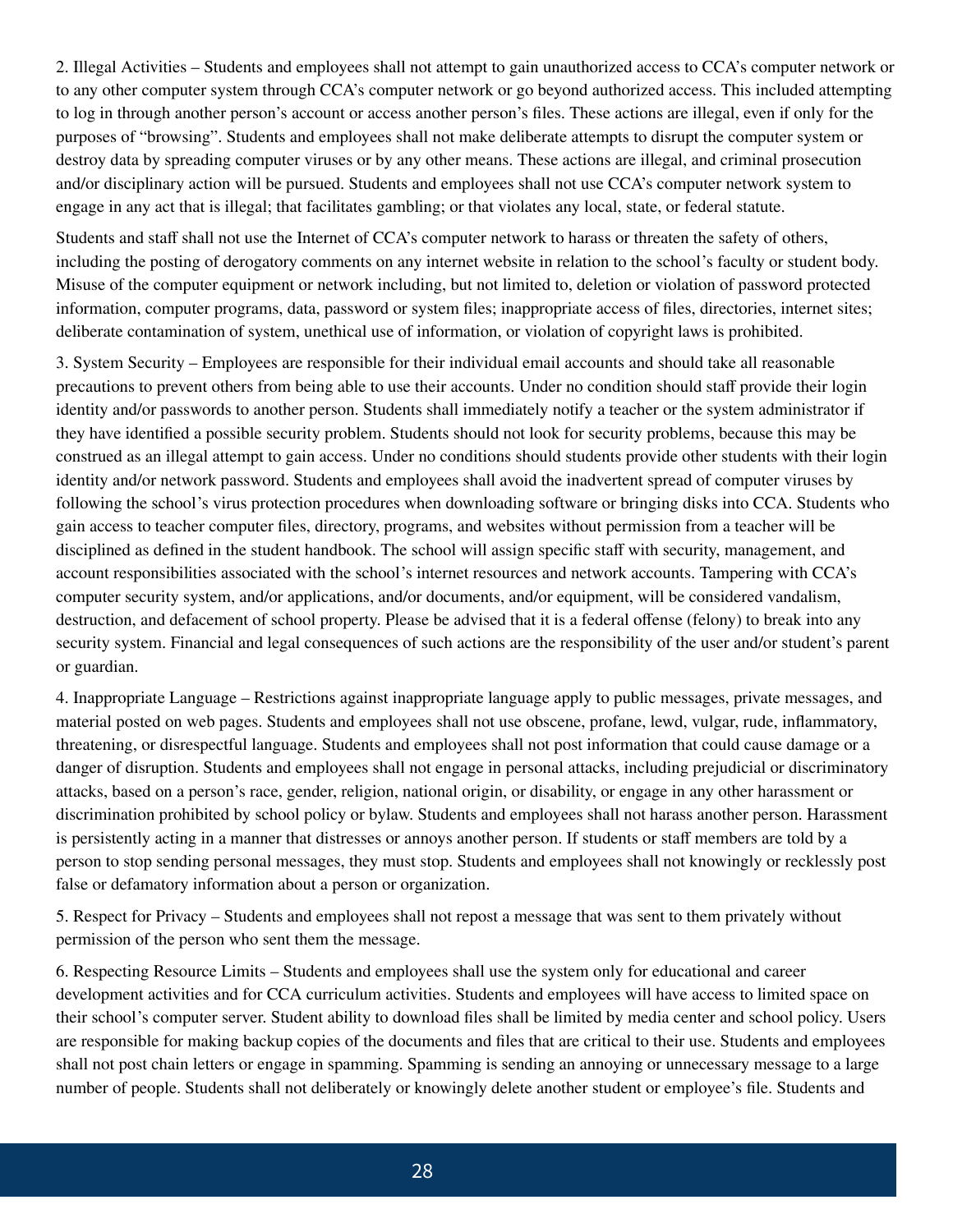2. Illegal Activities – Students and employees shall not attempt to gain unauthorized access to CCA's computer network or to any other computer system through CCA's computer network or go beyond authorized access. This included attempting to log in through another person's account or access another person's files. These actions are illegal, even if only for the purposes of "browsing". Students and employees shall not make deliberate attempts to disrupt the computer system or destroy data by spreading computer viruses or by any other means. These actions are illegal, and criminal prosecution and/or disciplinary action will be pursued. Students and employees shall not use CCA's computer network system to engage in any act that is illegal; that facilitates gambling; or that violates any local, state, or federal statute.

Students and staff shall not use the Internet of CCA's computer network to harass or threaten the safety of others, including the posting of derogatory comments on any internet website in relation to the school's faculty or student body. Misuse of the computer equipment or network including, but not limited to, deletion or violation of password protected information, computer programs, data, password or system files; inappropriate access of files, directories, internet sites; deliberate contamination of system, unethical use of information, or violation of copyright laws is prohibited.

3. System Security – Employees are responsible for their individual email accounts and should take all reasonable precautions to prevent others from being able to use their accounts. Under no condition should staff provide their login identity and/or passwords to another person. Students shall immediately notify a teacher or the system administrator if they have identified a possible security problem. Students should not look for security problems, because this may be construed as an illegal attempt to gain access. Under no conditions should students provide other students with their login identity and/or network password. Students and employees shall avoid the inadvertent spread of computer viruses by following the school's virus protection procedures when downloading software or bringing disks into CCA. Students who gain access to teacher computer files, directory, programs, and websites without permission from a teacher will be disciplined as defined in the student handbook. The school will assign specific staff with security, management, and account responsibilities associated with the school's internet resources and network accounts. Tampering with CCA's computer security system, and/or applications, and/or documents, and/or equipment, will be considered vandalism, destruction, and defacement of school property. Please be advised that it is a federal offense (felony) to break into any security system. Financial and legal consequences of such actions are the responsibility of the user and/or student's parent or guardian.

4. Inappropriate Language – Restrictions against inappropriate language apply to public messages, private messages, and material posted on web pages. Students and employees shall not use obscene, profane, lewd, vulgar, rude, inflammatory, threatening, or disrespectful language. Students and employees shall not post information that could cause damage or a danger of disruption. Students and employees shall not engage in personal attacks, including prejudicial or discriminatory attacks, based on a person's race, gender, religion, national origin, or disability, or engage in any other harassment or discrimination prohibited by school policy or bylaw. Students and employees shall not harass another person. Harassment is persistently acting in a manner that distresses or annoys another person. If students or staff members are told by a person to stop sending personal messages, they must stop. Students and employees shall not knowingly or recklessly post false or defamatory information about a person or organization.

5. Respect for Privacy – Students and employees shall not repost a message that was sent to them privately without permission of the person who sent them the message.

6. Respecting Resource Limits – Students and employees shall use the system only for educational and career development activities and for CCA curriculum activities. Students and employees will have access to limited space on their school's computer server. Student ability to download files shall be limited by media center and school policy. Users are responsible for making backup copies of the documents and files that are critical to their use. Students and employees shall not post chain letters or engage in spamming. Spamming is sending an annoying or unnecessary message to a large number of people. Students shall not deliberately or knowingly delete another student or employee's file. Students and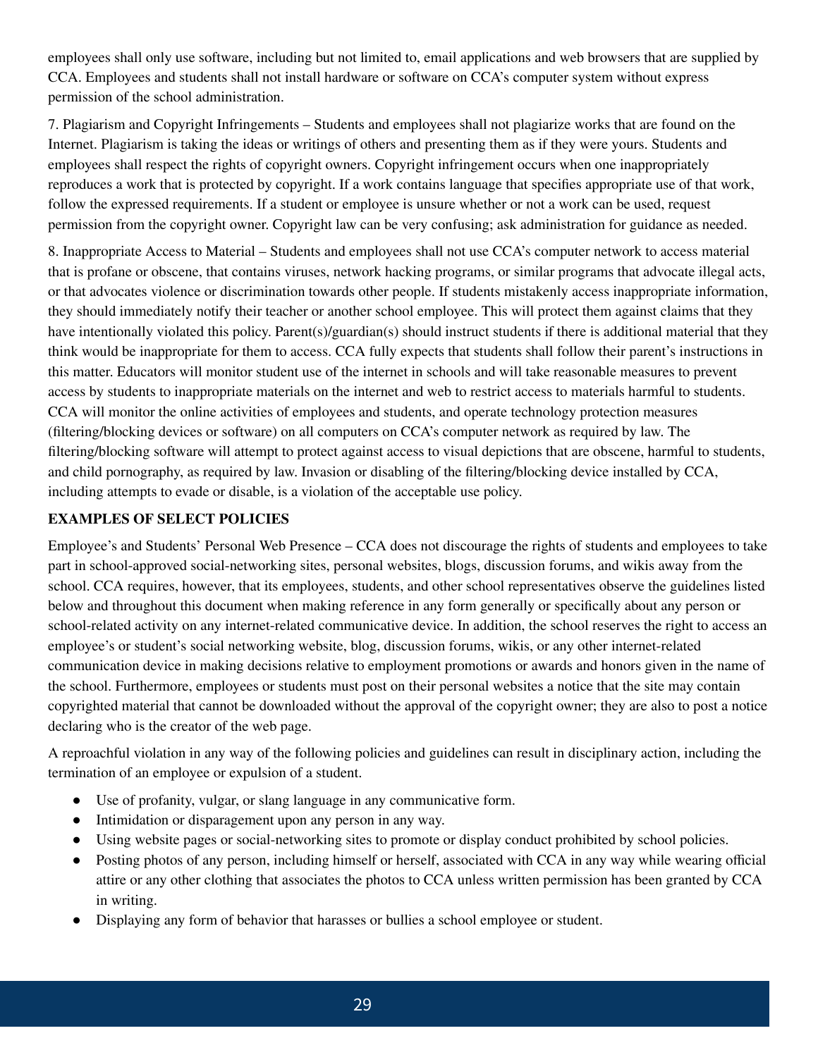employees shall only use software, including but not limited to, email applications and web browsers that are supplied by CCA. Employees and students shall not install hardware or software on CCA's computer system without express permission of the school administration.

7. Plagiarism and Copyright Infringements – Students and employees shall not plagiarize works that are found on the Internet. Plagiarism is taking the ideas or writings of others and presenting them as if they were yours. Students and employees shall respect the rights of copyright owners. Copyright infringement occurs when one inappropriately reproduces a work that is protected by copyright. If a work contains language that specifies appropriate use of that work, follow the expressed requirements. If a student or employee is unsure whether or not a work can be used, request permission from the copyright owner. Copyright law can be very confusing; ask administration for guidance as needed.

8. Inappropriate Access to Material – Students and employees shall not use CCA's computer network to access material that is profane or obscene, that contains viruses, network hacking programs, or similar programs that advocate illegal acts, or that advocates violence or discrimination towards other people. If students mistakenly access inappropriate information, they should immediately notify their teacher or another school employee. This will protect them against claims that they have intentionally violated this policy. Parent(s)/guardian(s) should instruct students if there is additional material that they think would be inappropriate for them to access. CCA fully expects that students shall follow their parent's instructions in this matter. Educators will monitor student use of the internet in schools and will take reasonable measures to prevent access by students to inappropriate materials on the internet and web to restrict access to materials harmful to students. CCA will monitor the online activities of employees and students, and operate technology protection measures (filtering/blocking devices or software) on all computers on CCA's computer network as required by law. The filtering/blocking software will attempt to protect against access to visual depictions that are obscene, harmful to students, and child pornography, as required by law. Invasion or disabling of the filtering/blocking device installed by CCA, including attempts to evade or disable, is a violation of the acceptable use policy.

**EXAMPLES OF SELECT POLICIES**

Employee's and Students' Personal Web Presence – CCA does not discourage the rights of students and employees to take part in school-approved social-networking sites, personal websites, blogs, discussion forums, and wikis away from the school. CCA requires, however, that its employees, students, and other school representatives observe the guidelines listed below and throughout this document when making reference in any form generally or specifically about any person or school-related activity on any internet-related communicative device. In addition, the school reserves the right to access an employee's or student's social networking website, blog, discussion forums, wikis, or any other internet-related communication device in making decisions relative to employment promotions or awards and honors given in the name of the school. Furthermore, employees or students must post on their personal websites a notice that the site may contain copyrighted material that cannot be downloaded without the approval of the copyright owner; they are also to post a notice declaring who is the creator of the web page.

A reproachful violation in any way of the following policies and guidelines can result in disciplinary action, including the termination of an employee or expulsion of a student.

- Use of profanity, vulgar, or slang language in any communicative form.
- Intimidation or disparagement upon any person in any way.
- Using website pages or social-networking sites to promote or display conduct prohibited by school policies.
- Posting photos of any person, including himself or herself, associated with CCA in any way while wearing official attire or any other clothing that associates the photos to CCA unless written permission has been granted by CCA in writing.
- Displaying any form of behavior that harasses or bullies a school employee or student.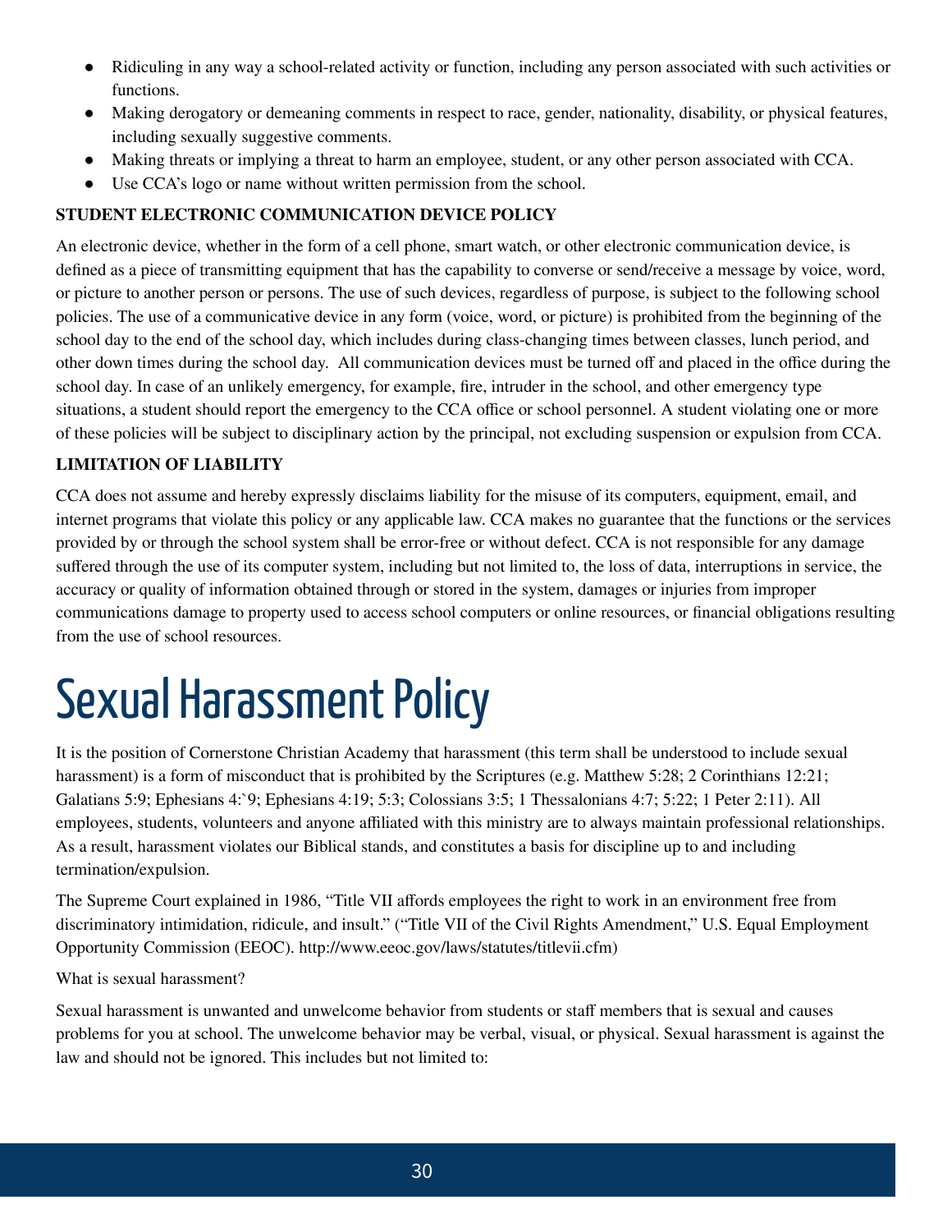- Ridiculing in any way a school-related activity or function, including any person associated with such activities or functions.
- Making derogatory or demeaning comments in respect to race, gender, nationality, disability, or physical features, including sexually suggestive comments.
- Making threats or implying a threat to harm an employee, student, or any other person associated with CCA.
- Use CCA's logo or name without written permission from the school.

**STUDENT ELECTRONIC COMMUNICATION DEVICE POLICY**

An electronic device, whether in the form of a cell phone, smart watch, or other electronic communication device, is defined as a piece of transmitting equipment that has the capability to converse or send/receive a message by voice, word, or picture to another person or persons. The use of such devices, regardless of purpose, is subject to the following school policies. The use of a communicative device in any form (voice, word, or picture) is prohibited from the beginning of the school day to the end of the school day, which includes during class-changing times between classes, lunch period, and other down times during the school day. All communication devices must be turned off and placed in the office during the school day. In case of an unlikely emergency, for example, fire, intruder in the school, and other emergency type situations, a student should report the emergency to the CCA office or school personnel. A student violating one or more of these policies will be subject to disciplinary action by the principal, not excluding suspension or expulsion from CCA.

**LIMITATION OF LIABILITY**

CCA does not assume and hereby expressly disclaims liability for the misuse of its computers, equipment, email, and internet programs that violate this policy or any applicable law. CCA makes no guarantee that the functions or the services provided by or through the school system shall be error-free or without defect. CCA is not responsible for any damage suffered through the use of its computer system, including but not limited to, the loss of data, interruptions in service, the accuracy or quality of information obtained through or stored in the system, damages or injuries from improper communications damage to property used to access school computers or online resources, or financial obligations resulting from the use of school resources.

# Sexual Harassment Policy

It is the position of Cornerstone Christian Academy that harassment (this term shall be understood to include sexual harassment) is a form of misconduct that is prohibited by the Scriptures (e.g. Matthew 5:28; 2 Corinthians 12:21; Galatians 5:9; Ephesians 4:`9; Ephesians 4:19; 5:3; Colossians 3:5; 1 Thessalonians 4:7; 5:22; 1 Peter 2:11). All employees, students, volunteers and anyone affiliated with this ministry are to always maintain professional relationships. As a result, harassment violates our Biblical stands, and constitutes a basis for discipline up to and including termination/expulsion.

The Supreme Court explained in 1986, "Title VII affords employees the right to work in an environment free from discriminatory intimidation, ridicule, and insult." ("Title VII of the Civil Rights Amendment," U.S. Equal Employment Opportunity Commission (EEOC). http://www.eeoc.gov/laws/statutes/titlevii.cfm)

What is sexual harassment?

Sexual harassment is unwanted and unwelcome behavior from students or staff members that is sexual and causes problems for you at school. The unwelcome behavior may be verbal, visual, or physical. Sexual harassment is against the law and should not be ignored. This includes but not limited to: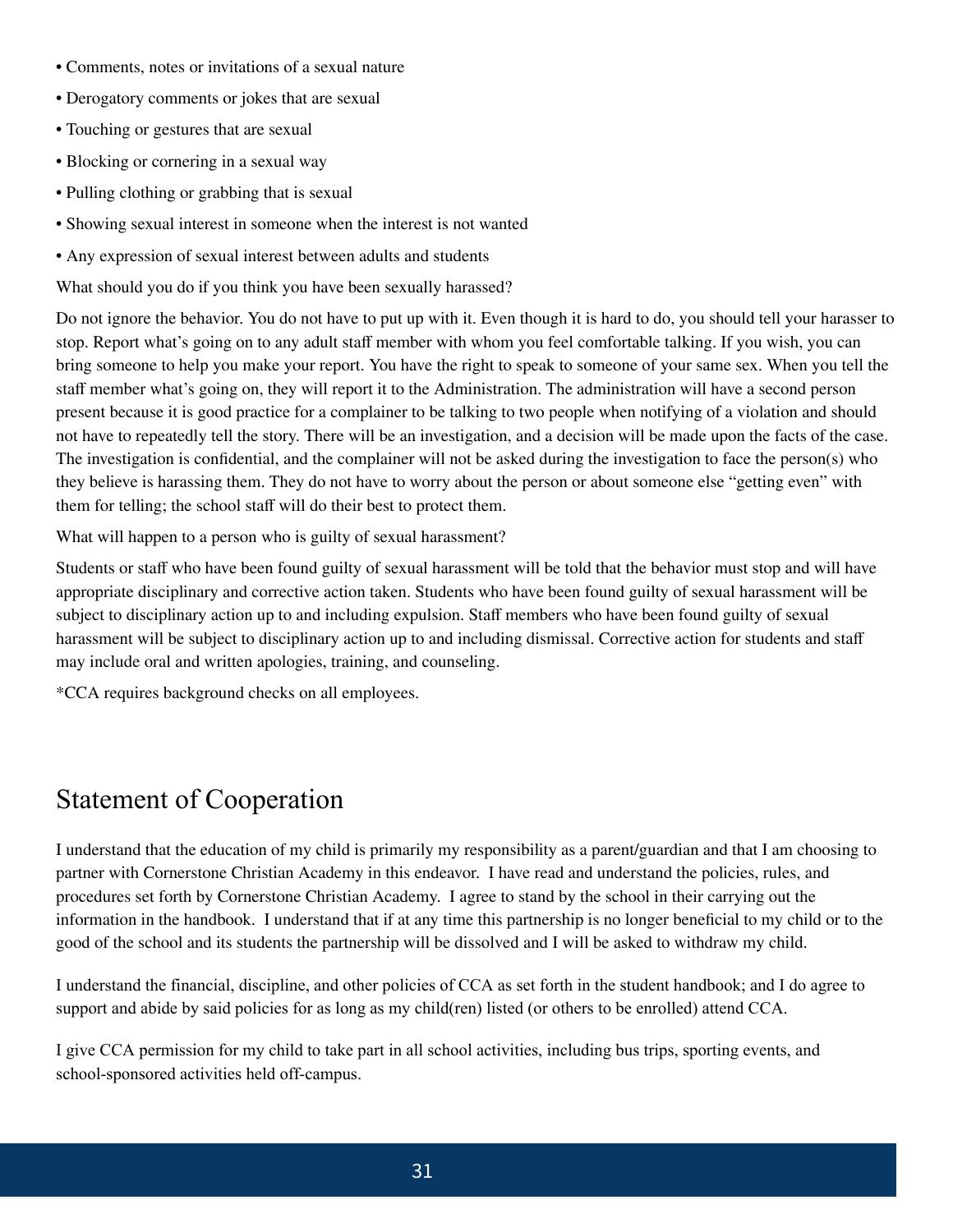- Comments, notes or invitations of a sexual nature
- Derogatory comments or jokes that are sexual
- Touching or gestures that are sexual
- Blocking or cornering in a sexual way
- Pulling clothing or grabbing that is sexual
- Showing sexual interest in someone when the interest is not wanted
- Any expression of sexual interest between adults and students

What should you do if you think you have been sexually harassed?

Do not ignore the behavior. You do not have to put up with it. Even though it is hard to do, you should tell your harasser to stop. Report what's going on to any adult staff member with whom you feel comfortable talking. If you wish, you can bring someone to help you make your report. You have the right to speak to someone of your same sex. When you tell the staff member what's going on, they will report it to the Administration. The administration will have a second person present because it is good practice for a complainer to be talking to two people when notifying of a violation and should not have to repeatedly tell the story. There will be an investigation, and a decision will be made upon the facts of the case. The investigation is confidential, and the complainer will not be asked during the investigation to face the person(s) who they believe is harassing them. They do not have to worry about the person or about someone else "getting even" with them for telling; the school staff will do their best to protect them.

What will happen to a person who is guilty of sexual harassment?

Students or staff who have been found guilty of sexual harassment will be told that the behavior must stop and will have appropriate disciplinary and corrective action taken. Students who have been found guilty of sexual harassment will be subject to disciplinary action up to and including expulsion. Staff members who have been found guilty of sexual harassment will be subject to disciplinary action up to and including dismissal. Corrective action for students and staff may include oral and written apologies, training, and counseling.

*CCA requires background checks on all employees.

## Statement of Cooperation

I understand that the education of my child is primarily my responsibility as a parent/guardian and that I am choosing to partner with Cornerstone Christian Academy in this endeavor. I have read and understand the policies, rules, and procedures set forth by Cornerstone Christian Academy. I agree to stand by the school in their carrying out the information in the handbook. I understand that if at any time this partnership is no longer beneficial to my child or to the good of the school and its students the partnership will be dissolved and I will be asked to withdraw my child.

I understand the financial, discipline, and other policies of CCA as set forth in the student handbook; and I do agree to support and abide by said policies for as long as my child(ren) listed (or others to be enrolled) attend CCA.

I give CCA permission for my child to take part in all school activities, including bus trips, sporting events, and school-sponsored activities held off-campus.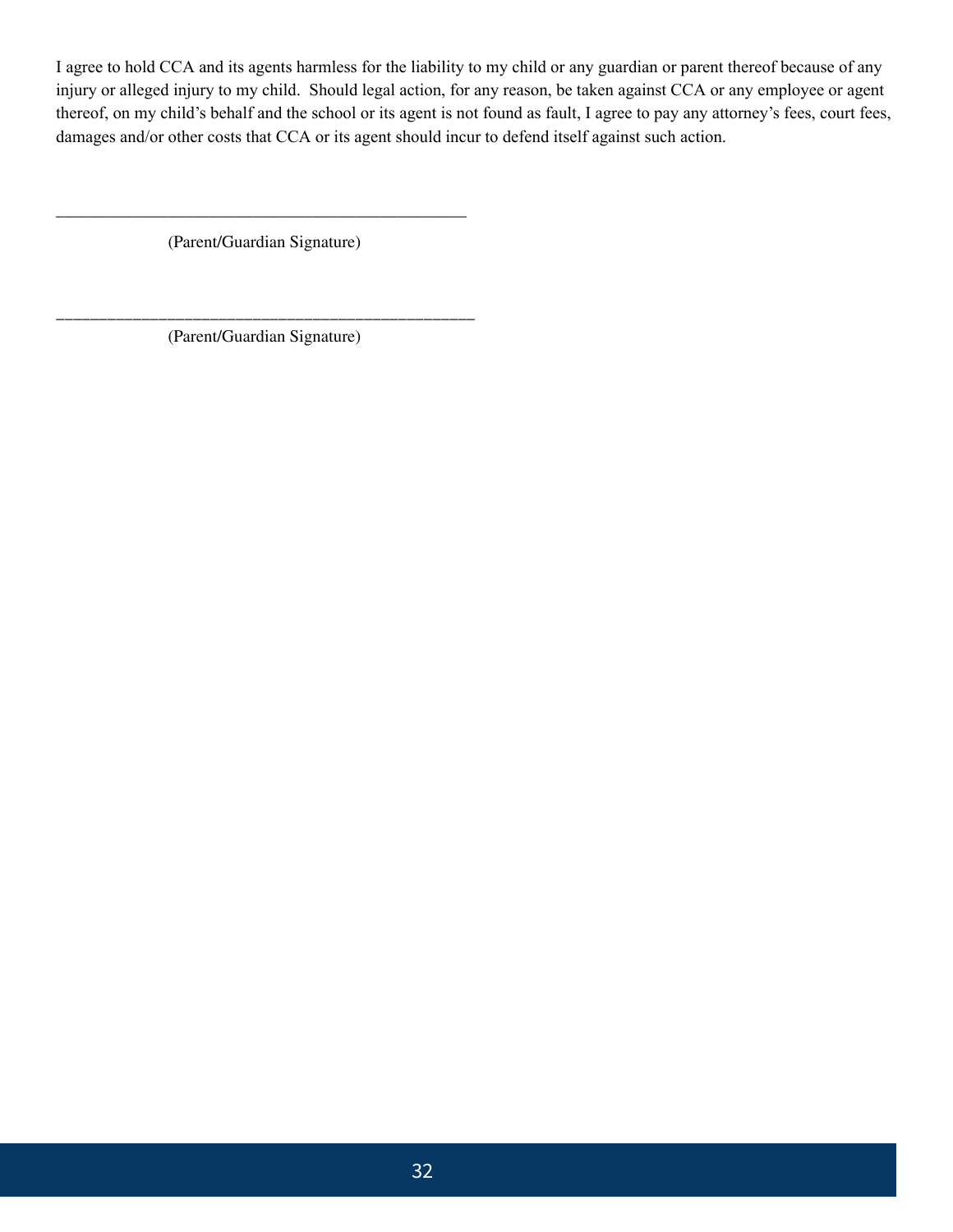I agree to hold CCA and its agents harmless for the liability to my child or any guardian or parent thereof because of any injury or alleged injury to my child.  Should legal action, for any reason, be taken against CCA or any employee or agent thereof, on my child's behalf and the school or its agent is not found as fault, I agree to pay any attorney's fees, court fees, damages and/or other costs that CCA or its agent should incur to defend itself against such action.

_______________________________________________

(Parent/Guardian Signature)

_______________________________________________

(Parent/Guardian Signature)